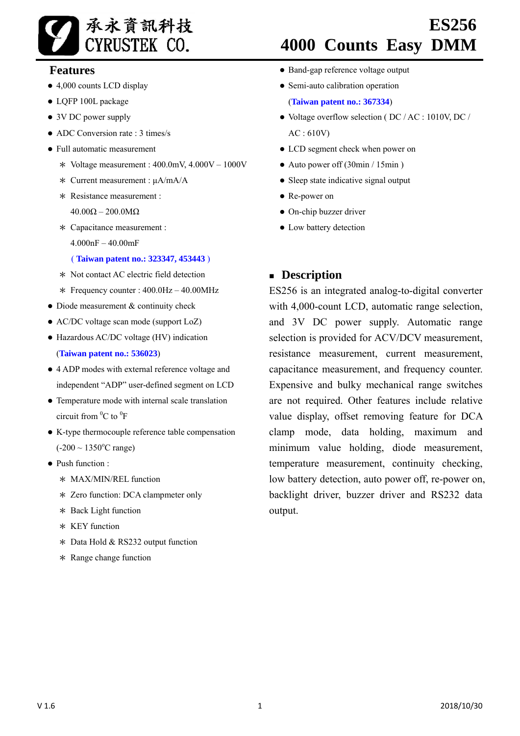承永資訊科技
CYRUSTEK CO.

# ES256
# 4000 Counts Easy DMM

## Features

- 4,000 counts LCD display
- LQFP 100L package
- 3V DC power supply
- ADC Conversion rate : 3 times/s
- Full automatic measurement
  - ∗ Voltage measurement : 400.0mV, 4.000V – 1000V
  - ∗ Current measurement : µA/mA/A
  - ∗ Resistance measurement :
    40.00Ω – 200.0MΩ
  - ∗ Capacitance measurement :
    4.000nF – 40.00mF
    ( **Taiwan patent no.: 323347, 453443** )
  - ∗ Not contact AC electric field detection
  - ∗ Frequency counter : 400.0Hz – 40.00MHz
- Diode measurement & continuity check
- AC/DC voltage scan mode (support LoZ)
- Hazardous AC/DC voltage (HV) indication
  (**Taiwan patent no.: 536023**)
- 4 ADP modes with external reference voltage and independent "ADP" user-defined segment on LCD
- Temperature mode with internal scale translation circuit from $^0$C to $^0$F
- K-type thermocouple reference table compensation (-200 ~ 1350$^o$C range)
- Push function :
  - ∗ MAX/MIN/REL function
  - ∗ Zero function: DCA clampmeter only
  - ∗ Back Light function
  - ∗ KEY function
  - ∗ Data Hold & RS232 output function
  - ∗ Range change function
- Band-gap reference voltage output
- Semi-auto calibration operation
  (**Taiwan patent no.: 367334**)
- Voltage overflow selection ( DC / AC : 1010V, DC / AC : 610V)
- LCD segment check when power on
- Auto power off (30min / 15min )
- Sleep state indicative signal output
- Re-power on
- On-chip buzzer driver
- Low battery detection

## Description

ES256 is an integrated analog-to-digital converter with 4,000-count LCD, automatic range selection, and 3V DC power supply. Automatic range selection is provided for ACV/DCV measurement, resistance measurement, current measurement, capacitance measurement, and frequency counter. Expensive and bulky mechanical range switches are not required. Other features include relative value display, offset removing feature for DCA clamp mode, data holding, maximum and minimum value holding, diode measurement, temperature measurement, continuity checking, low battery detection, auto power off, re-power on, backlight driver, buzzer driver and RS232 data output.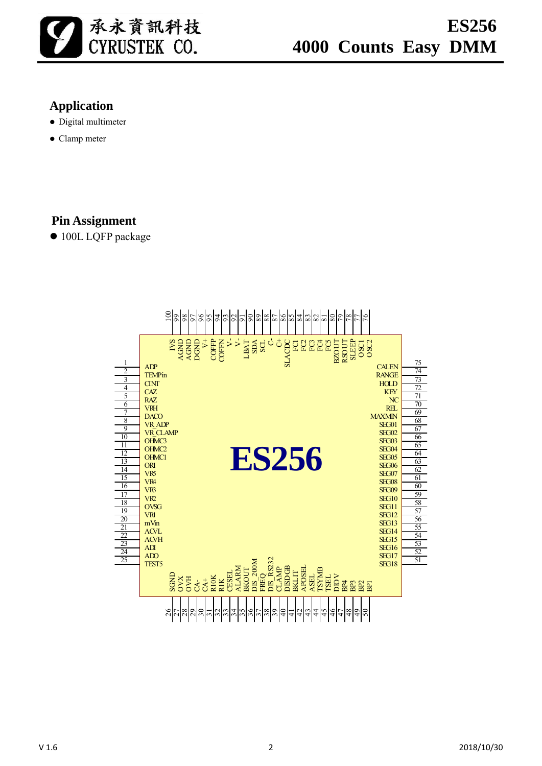## Application

- Digital multimeter
- Clamp meter

## Pin Assignment

- 100L LQFP package

**ES256**

| Pin | Name | Pin | Name | Pin | Name | Pin | Name |
|---|---|---|---|---|---|---|---|
| 1 | ADP | 26 | SGND | 51 | SEG18 | 76 | OSC2 |
| 2 | TEMPin | 27 | OVX | 52 | SEG17 | 77 | OSC1 |
| 3 | CINT | 28 | OVH | 53 | SEG16 | 78 | SLEEP |
| 4 | CAZ | 29 | CA- | 54 | SEG15 | 79 | RSOUT |
| 5 | RAZ | 30 | CA+ | 55 | SEG14 | 80 | BZOUT |
| 6 | VRH | 31 | R10K | 56 | SEG13 | 81 | FC5 |
| 7 | DACO | 32 | R1K | 57 | SEG12 | 82 | FC4 |
| 8 | VR_ADP | 33 | CESEL | 58 | SEG11 | 83 | FC3 |
| 9 | VR_CLAMP | 34 | ALARM | 59 | SEG10 | 84 | FC2 |
| 10 | OHMC3 | 35 | BKOUT | 60 | SEG09 | 85 | FC1 |
| 11 | OHMC2 | 36 | DIS_200M | 61 | SEG08 | 86 | SLACDC |
| 12 | OHMC1 | 37 | FREQ | 62 | SEG07 | 87 | C+ |
| 13 | ORI | 38 | DIS_RS232 | 63 | SEG06 | 88 | C- |
| 14 | VR5 | 39 | CLAMP | 64 | SEG05 | 89 | SCL |
| 15 | VR4 | 40 | DISDGB | 65 | SEG04 | 90 | SDA |
| 16 | VR3 | 41 | BKLIT | 66 | SEG03 | 91 | LBAT |
| 17 | VR2 | 42 | APOSEL | 67 | SEG02 | 92 | V- |
| 18 | OVSG | 43 | ASEL | 68 | SEG01 | 93 | V- |
| 19 | VR1 | 44 | TSYMB | 69 | MAXMIN | 94 | COFFN |
| 20 | mVin | 45 | TSEL | 70 | REL | 95 | COFFP |
| 21 | ACVL | 46 | DIOV | 71 | NC | 96 | V+ |
| 22 | ACVH | 47 | BP4 | 72 | KEY | 97 | DGND |
| 23 | ADI | 48 | BP3 | 73 | HOLD | 98 | AGND |
| 24 | ADO | 49 | BP2 | 74 | RANGE | 99 | AGND |
| 25 | TEST5 | 50 | BP1 | 75 | CALEN | 100 | IVS |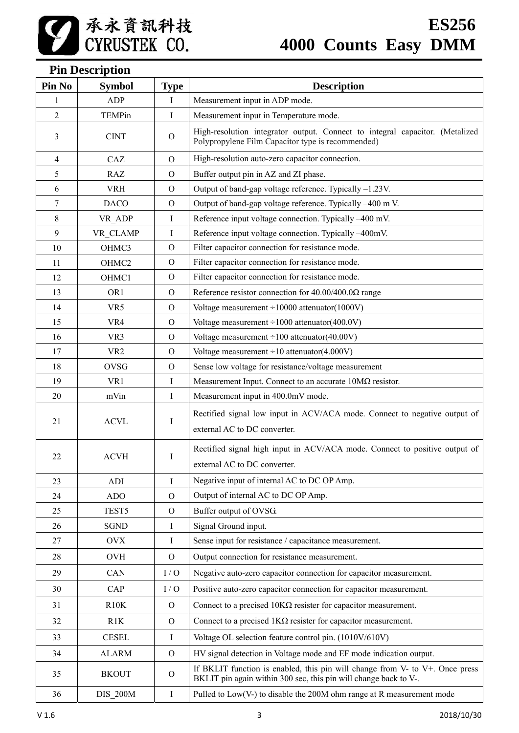## Pin Description

| Pin No | Symbol | Type | Description |
| --- | --- | --- | --- |
| 1 | ADP | I | Measurement input in ADP mode. |
| 2 | TEMPin | I | Measurement input in Temperature mode. |
| 3 | CINT | O | High-resolution integrator output. Connect to integral capacitor. (Metalized Polypropylene Film Capacitor type is recommended) |
| 4 | CAZ | O | High-resolution auto-zero capacitor connection. |
| 5 | RAZ | O | Buffer output pin in AZ and ZI phase. |
| 6 | VRH | O | Output of band-gap voltage reference. Typically –1.23V. |
| 7 | DACO | O | Output of band-gap voltage reference. Typically –400 m V. |
| 8 | VR_ADP | I | Reference input voltage connection. Typically –400 mV. |
| 9 | VR_CLAMP | I | Reference input voltage connection. Typically –400mV. |
| 10 | OHMC3 | O | Filter capacitor connection for resistance mode. |
| 11 | OHMC2 | O | Filter capacitor connection for resistance mode. |
| 12 | OHMC1 | O | Filter capacitor connection for resistance mode. |
| 13 | OR1 | O | Reference resistor connection for 40.00/400.0Ω range |
| 14 | VR5 | O | Voltage measurement ÷10000 attenuator(1000V) |
| 15 | VR4 | O | Voltage measurement ÷1000 attenuator(400.0V) |
| 16 | VR3 | O | Voltage measurement ÷100 attenuator(40.00V) |
| 17 | VR2 | O | Voltage measurement ÷10 attenuator(4.000V) |
| 18 | OVSG | O | Sense low voltage for resistance/voltage measurement |
| 19 | VR1 | I | Measurement Input. Connect to an accurate 10MΩ resistor. |
| 20 | mVin | I | Measurement input in 400.0mV mode. |
| 21 | ACVL | I | Rectified signal low input in ACV/ACA mode. Connect to negative output of external AC to DC converter. |
| 22 | ACVH | I | Rectified signal high input in ACV/ACA mode. Connect to positive output of external AC to DC converter. |
| 23 | ADI | I | Negative input of internal AC to DC OP Amp. |
| 24 | ADO | O | Output of internal AC to DC OP Amp. |
| 25 | TEST5 | O | Buffer output of OVSG. |
| 26 | SGND | I | Signal Ground input. |
| 27 | OVX | I | Sense input for resistance / capacitance measurement. |
| 28 | OVH | O | Output connection for resistance measurement. |
| 29 | CAN | I / O | Negative auto-zero capacitor connection for capacitor measurement. |
| 30 | CAP | I / O | Positive auto-zero capacitor connection for capacitor measurement. |
| 31 | R10K | O | Connect to a precised 10KΩ resister for capacitor measurement. |
| 32 | R1K | O | Connect to a precised 1KΩ resister for capacitor measurement. |
| 33 | CESEL | I | Voltage OL selection feature control pin. (1010V/610V) |
| 34 | ALARM | O | HV signal detection in Voltage mode and EF mode indication output. |
| 35 | BKOUT | O | If BKLIT function is enabled, this pin will change from V- to V+. Once press BKLIT pin again within 300 sec, this pin will change back to V-. |
| 36 | DIS_200M | I | Pulled to Low(V-) to disable the 200M ohm range at R measurement mode |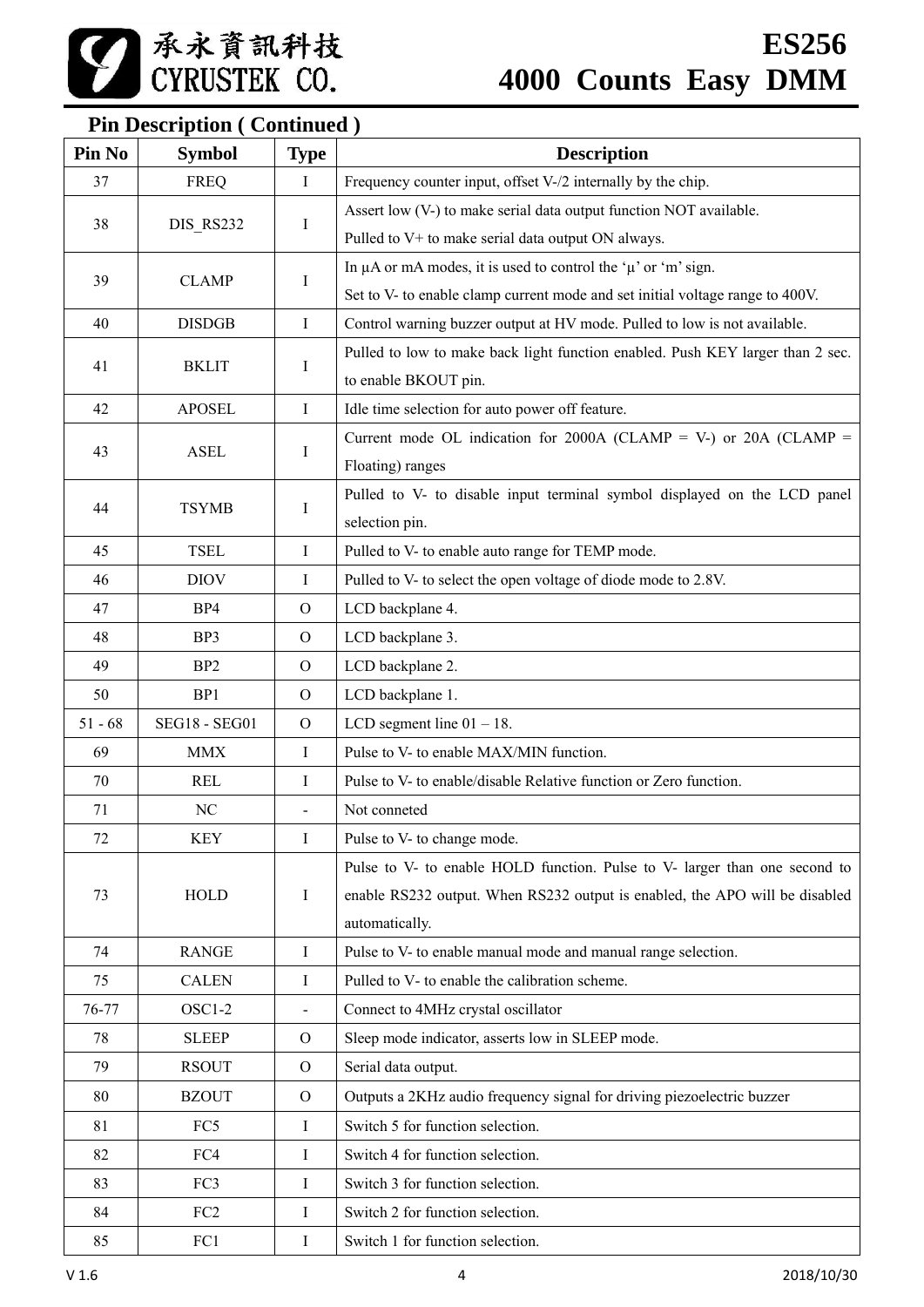## Pin Description ( Continued )

| Pin No | Symbol | Type | Description |
|---|---|---|---|
| 37 | FREQ | I | Frequency counter input, offset V-/2 internally by the chip. |
| 38 | DIS_RS232 | I | Assert low (V-) to make serial data output function NOT available. Pulled to V+ to make serial data output ON always. |
| 39 | CLAMP | I | In µA or mA modes, it is used to control the 'µ' or 'm' sign. Set to V- to enable clamp current mode and set initial voltage range to 400V. |
| 40 | DISDGB | I | Control warning buzzer output at HV mode. Pulled to low is not available. |
| 41 | BKLIT | I | Pulled to low to make back light function enabled. Push KEY larger than 2 sec. to enable BKOUT pin. |
| 42 | APOSEL | I | Idle time selection for auto power off feature. |
| 43 | ASEL | I | Current mode OL indication for 2000A (CLAMP = V-) or 20A (CLAMP = Floating) ranges |
| 44 | TSYMB | I | Pulled to V- to disable input terminal symbol displayed on the LCD panel selection pin. |
| 45 | TSEL | I | Pulled to V- to enable auto range for TEMP mode. |
| 46 | DIOV | I | Pulled to V- to select the open voltage of diode mode to 2.8V. |
| 47 | BP4 | O | LCD backplane 4. |
| 48 | BP3 | O | LCD backplane 3. |
| 49 | BP2 | O | LCD backplane 2. |
| 50 | BP1 | O | LCD backplane 1. |
| 51 - 68 | SEG18 - SEG01 | O | LCD segment line 01 – 18. |
| 69 | MMX | I | Pulse to V- to enable MAX/MIN function. |
| 70 | REL | I | Pulse to V- to enable/disable Relative function or Zero function. |
| 71 | NC | - | Not conneted |
| 72 | KEY | I | Pulse to V- to change mode. |
| 73 | HOLD | I | Pulse to V- to enable HOLD function. Pulse to V- larger than one second to enable RS232 output. When RS232 output is enabled, the APO will be disabled automatically. |
| 74 | RANGE | I | Pulse to V- to enable manual mode and manual range selection. |
| 75 | CALEN | I | Pulled to V- to enable the calibration scheme. |
| 76-77 | OSC1-2 | - | Connect to 4MHz crystal oscillator |
| 78 | SLEEP | O | Sleep mode indicator, asserts low in SLEEP mode. |
| 79 | RSOUT | O | Serial data output. |
| 80 | BZOUT | O | Outputs a 2KHz audio frequency signal for driving piezoelectric buzzer |
| 81 | FC5 | I | Switch 5 for function selection. |
| 82 | FC4 | I | Switch 4 for function selection. |
| 83 | FC3 | I | Switch 3 for function selection. |
| 84 | FC2 | I | Switch 2 for function selection. |
| 85 | FC1 | I | Switch 1 for function selection. |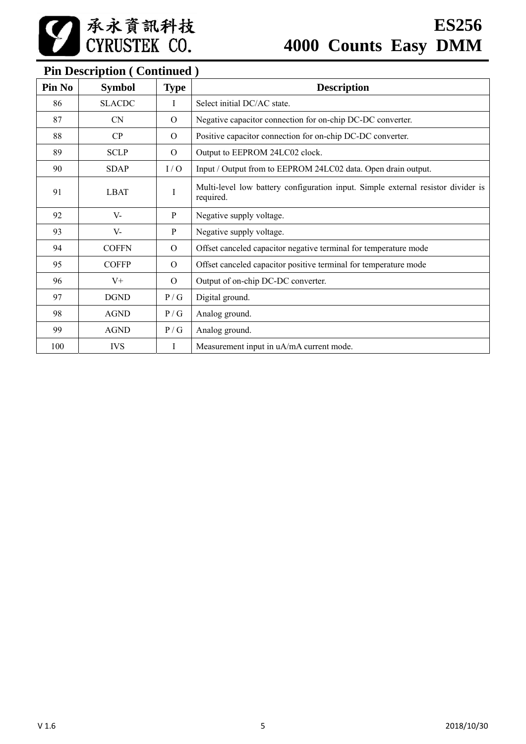## Pin Description ( Continued )

| Pin No | Symbol | Type | Description |
|---|---|---|---|
| 86 | SLACDC | I | Select initial DC/AC state. |
| 87 | CN | O | Negative capacitor connection for on-chip DC-DC converter. |
| 88 | CP | O | Positive capacitor connection for on-chip DC-DC converter. |
| 89 | SCLP | O | Output to EEPROM 24LC02 clock. |
| 90 | SDAP | I / O | Input / Output from to EEPROM 24LC02 data. Open drain output. |
| 91 | LBAT | I | Multi-level low battery configuration input. Simple external resistor divider is required. |
| 92 | V- | P | Negative supply voltage. |
| 93 | V- | P | Negative supply voltage. |
| 94 | COFFN | O | Offset canceled capacitor negative terminal for temperature mode |
| 95 | COFFP | O | Offset canceled capacitor positive terminal for temperature mode |
| 96 | V+ | O | Output of on-chip DC-DC converter. |
| 97 | DGND | P / G | Digital ground. |
| 98 | AGND | P / G | Analog ground. |
| 99 | AGND | P / G | Analog ground. |
| 100 | IVS | I | Measurement input in uA/mA current mode. |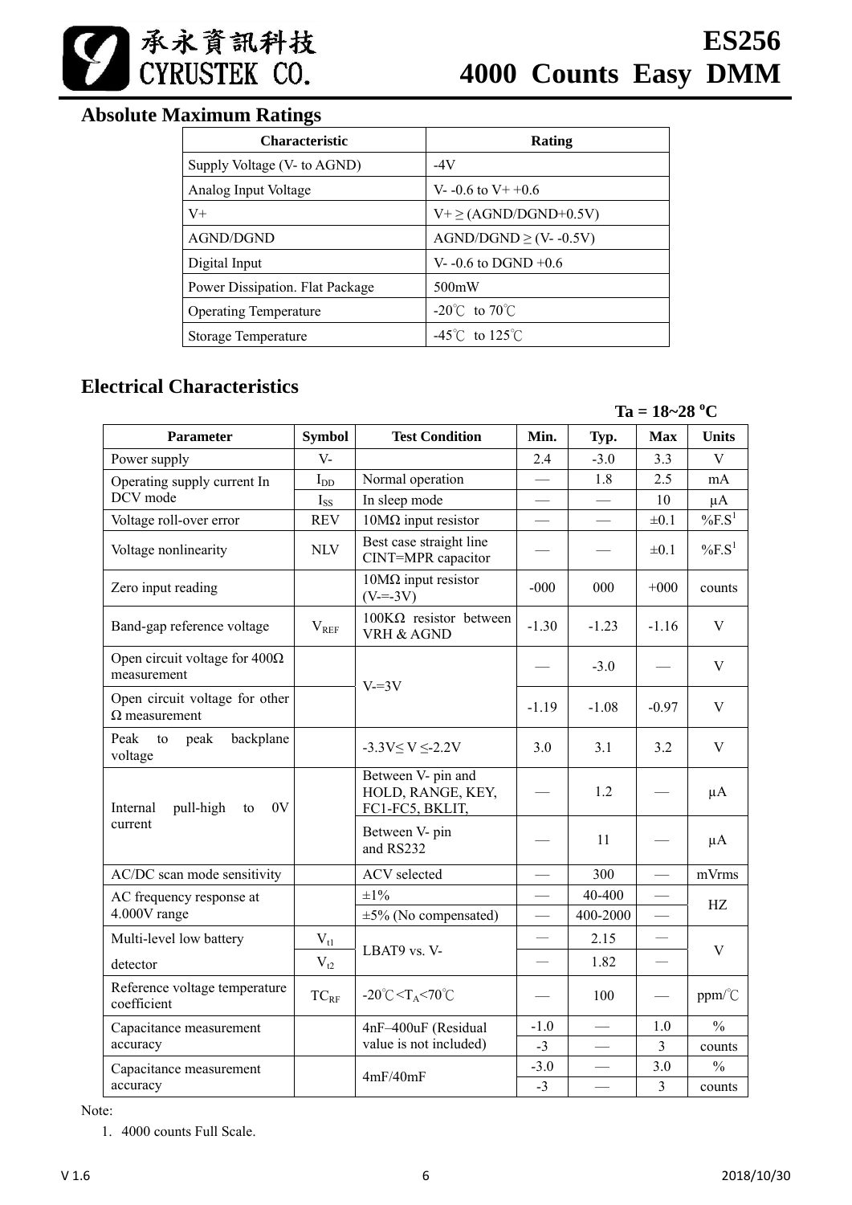## Absolute Maximum Ratings

| Characteristic | Rating |
|---|---|
| Supply Voltage (V- to AGND) | -4V |
| Analog Input Voltage | V- -0.6 to V+ +0.6 |
| V+ | V+ ≥ (AGND/DGND+0.5V) |
| AGND/DGND | AGND/DGND ≥ (V- -0.5V) |
| Digital Input | V- -0.6 to DGND +0.6 |
| Power Dissipation. Flat Package | 500mW |
| Operating Temperature | -20℃ to 70℃ |
| Storage Temperature | -45℃ to 125℃ |

## Electrical Characteristics

**Ta = 18~28 °C**

| Parameter | Symbol | Test Condition | Min. | Typ. | Max | Units |
|---|---|---|---|---|---|---|
| Power supply | V- | | 2.4 | -3.0 | 3.3 | V |
| Operating supply current In DCV mode | $I_{DD}$ | Normal operation | — | 1.8 | 2.5 | mA |
| | $I_{SS}$ | In sleep mode | — | — | 10 | µA |
| Voltage roll-over error | REV | 10MΩ input resistor | — | — | ±0.1 | %F.S[1] |
| Voltage nonlinearity | NLV | Best case straight line CINT=MPR capacitor | — | — | ±0.1 | %F.S[1] |
| Zero input reading | | 10MΩ input resistor (V-=-3V) | -000 | 000 | +000 | counts |
| Band-gap reference voltage | $V_{REF}$ | 100KΩ resistor between VRH & AGND | -1.30 | -1.23 | -1.16 | V |
| Open circuit voltage for 400Ω measurement | | V-=3V | — | -3.0 | — | V |
| Open circuit voltage for other Ω measurement | | | -1.19 | -1.08 | -0.97 | V |
| Peak to peak backplane voltage | | -3.3V≤ V ≤-2.2V | 3.0 | 3.1 | 3.2 | V |
| Internal pull-high to 0V current | | Between V- pin and HOLD, RANGE, KEY, FC1-FC5, BKLIT, | — | 1.2 | — | µA |
| | | Between V- pin and RS232 | — | 11 | — | µA |
| AC/DC scan mode sensitivity | | ACV selected | — | 300 | — | mVrms |
| AC frequency response at 4.000V range | | ±1% | — | 40-400 | — | HZ |
| | | ±5% (No compensated) | — | 400-2000 | — | |
| Multi-level low battery detector | $V_{t1}$ | LBAT9 vs. V- | — | 2.15 | — | V |
| | $V_{t2}$ | | — | 1.82 | — | |
| Reference voltage temperature coefficient | $TC_{RF}$ | -20℃<$T_A$<70℃ | — | 100 | — | ppm/℃ |
| Capacitance measurement accuracy | | 4nF–400uF (Residual value is not included) | -1.0 | — | 1.0 | % |
| | | | -3 | — | 3 | counts |
| Capacitance measurement accuracy | | 4mF/40mF | -3.0 | — | 3.0 | % |
| | | | -3 | — | 3 | counts |

Note:

1. 4000 counts Full Scale.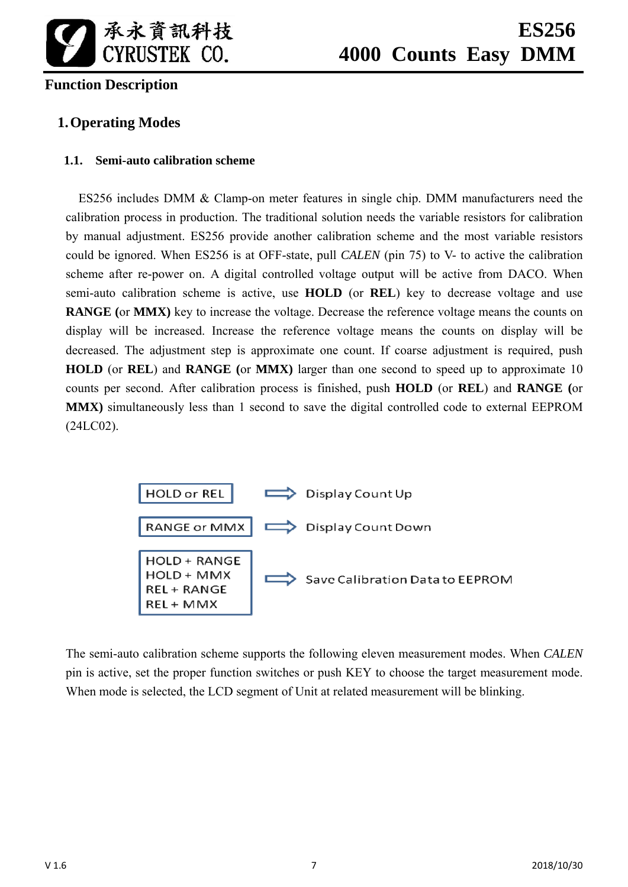## Function Description

### 1. Operating Modes

#### 1.1. Semi-auto calibration scheme

ES256 includes DMM & Clamp-on meter features in single chip. DMM manufacturers need the calibration process in production. The traditional solution needs the variable resistors for calibration by manual adjustment. ES256 provide another calibration scheme and the most variable resistors could be ignored. When ES256 is at OFF-state, pull *CALEN* (pin 75) to V- to active the calibration scheme after re-power on. A digital controlled voltage output will be active from DACO. When semi-auto calibration scheme is active, use **HOLD** (or **REL**) key to decrease voltage and use **RANGE (**or **MMX)** key to increase the voltage. Decrease the reference voltage means the counts on display will be increased. Increase the reference voltage means the counts on display will be decreased. The adjustment step is approximate one count. If coarse adjustment is required, push **HOLD** (or **REL**) and **RANGE (**or **MMX)** larger than one second to speed up to approximate 10 counts per second. After calibration process is finished, push **HOLD** (or **REL**) and **RANGE (**or **MMX)** simultaneously less than 1 second to save the digital controlled code to external EEPROM (24LC02).

| Key | | Action |
|---|---|---|
| HOLD or REL | ⇨ | Display Count Up |
| RANGE or MMX | ⇨ | Display Count Down |
| HOLD + RANGE<br>HOLD + MMX<br>REL + RANGE<br>REL + MMX | ⇨ | Save Calibration Data to EEPROM |

The semi-auto calibration scheme supports the following eleven measurement modes. When *CALEN* pin is active, set the proper function switches or push KEY to choose the target measurement mode. When mode is selected, the LCD segment of Unit at related measurement will be blinking.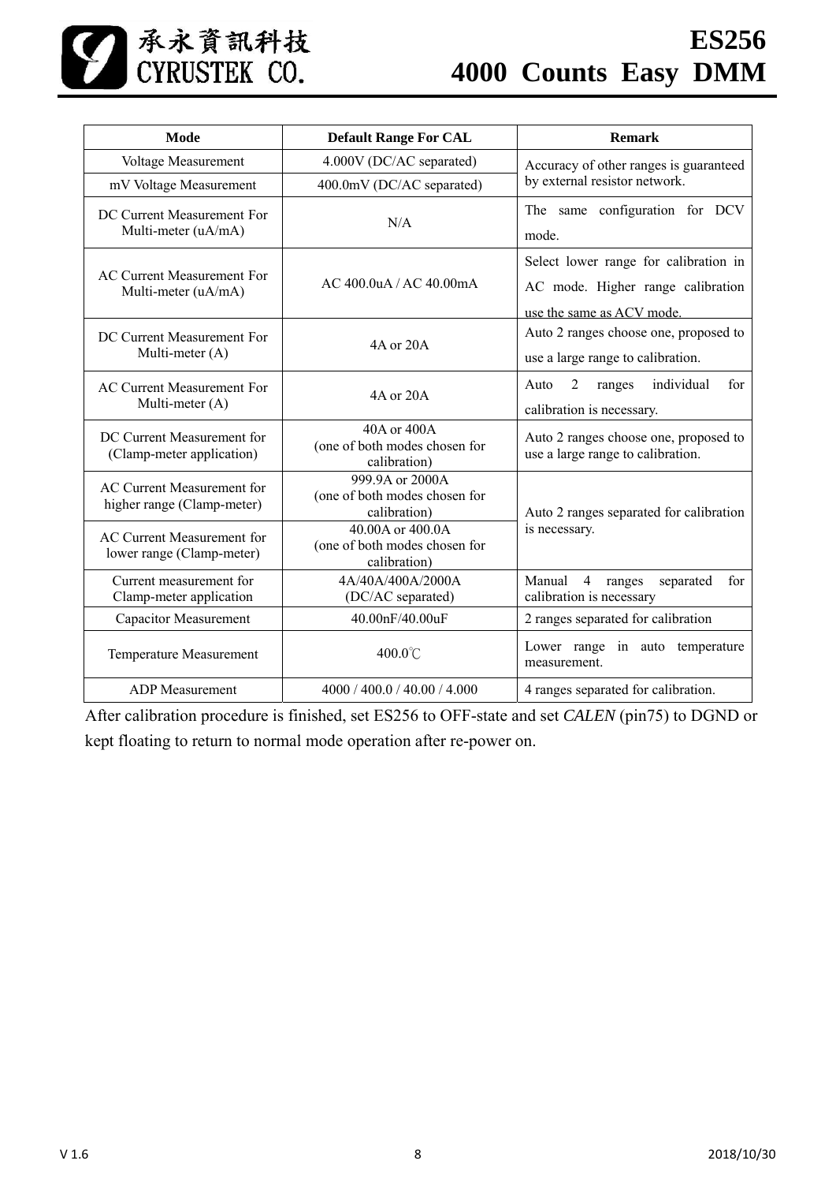| Mode | Default Range For CAL | Remark |
| --- | --- | --- |
| Voltage Measurement | 4.000V (DC/AC separated) | Accuracy of other ranges is guaranteed by external resistor network. |
| mV Voltage Measurement | 400.0mV (DC/AC separated) | |
| DC Current Measurement For Multi-meter (uA/mA) | N/A | The same configuration for DCV mode. |
| AC Current Measurement For Multi-meter (uA/mA) | AC 400.0uA / AC 40.00mA | Select lower range for calibration in AC mode. Higher range calibration use the same as ACV mode. |
| DC Current Measurement For Multi-meter (A) | 4A or 20A | Auto 2 ranges choose one, proposed to use a large range to calibration. |
| AC Current Measurement For Multi-meter (A) | 4A or 20A | Auto 2 ranges individual for calibration is necessary. |
| DC Current Measurement for (Clamp-meter application) | 40A or 400A (one of both modes chosen for calibration) | Auto 2 ranges choose one, proposed to use a large range to calibration. |
| AC Current Measurement for higher range (Clamp-meter) | 999.9A or 2000A (one of both modes chosen for calibration) | Auto 2 ranges separated for calibration is necessary. |
| AC Current Measurement for lower range (Clamp-meter) | 40.00A or 400.0A (one of both modes chosen for calibration) | |
| Current measurement for Clamp-meter application | 4A/40A/400A/2000A (DC/AC separated) | Manual 4 ranges separated for calibration is necessary |
| Capacitor Measurement | 40.00nF/40.00uF | 2 ranges separated for calibration |
| Temperature Measurement | 400.0℃ | Lower range in auto temperature measurement. |
| ADP Measurement | 4000 / 400.0 / 40.00 / 4.000 | 4 ranges separated for calibration. |

After calibration procedure is finished, set ES256 to OFF-state and set *CALEN* (pin75) to DGND or kept floating to return to normal mode operation after re-power on.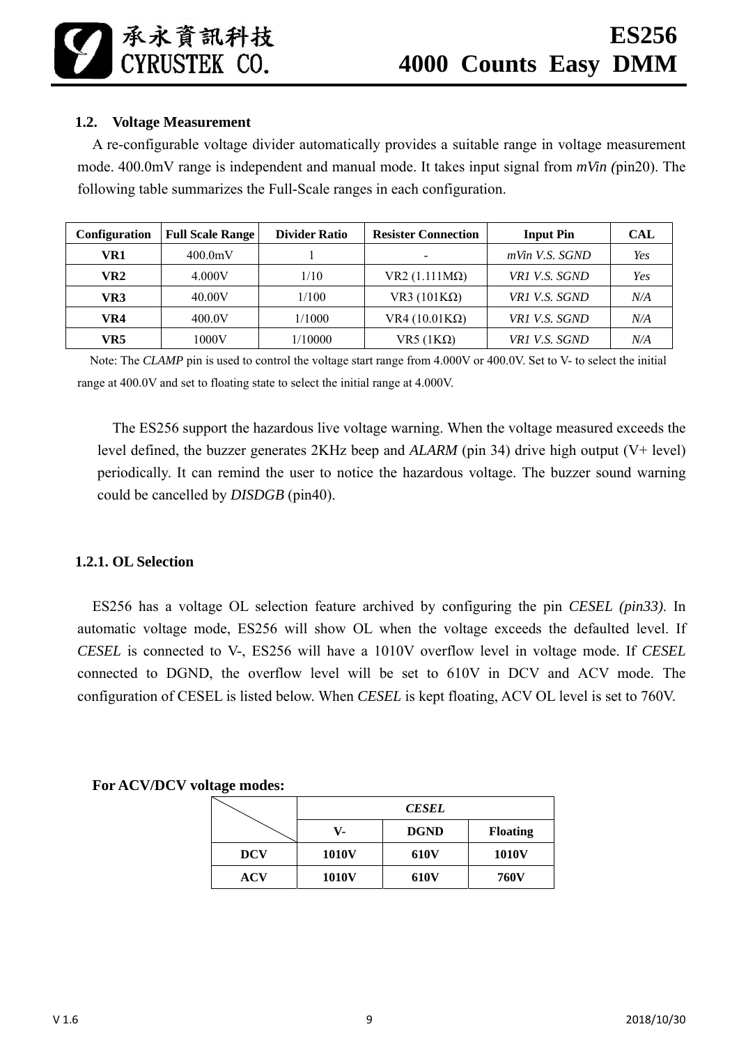## 1.2. Voltage Measurement

A re-configurable voltage divider automatically provides a suitable range in voltage measurement mode. 400.0mV range is independent and manual mode. It takes input signal from *mVin (*pin20). The following table summarizes the Full-Scale ranges in each configuration.

| Configuration | Full Scale Range | Divider Ratio | Resister Connection | Input Pin | CAL |
|---|---|---|---|---|---|
| **VR1** | 400.0mV | 1 | - | *mVin V.S. SGND* | *Yes* |
| **VR2** | 4.000V | 1/10 | VR2 (1.111MΩ) | *VR1 V.S. SGND* | *Yes* |
| **VR3** | 40.00V | 1/100 | VR3 (101KΩ) | *VR1 V.S. SGND* | *N/A* |
| **VR4** | 400.0V | 1/1000 | VR4 (10.01KΩ) | *VR1 V.S. SGND* | *N/A* |
| **VR5** | 1000V | 1/10000 | VR5 (1KΩ) | *VR1 V.S. SGND* | *N/A* |

Note: The *CLAMP* pin is used to control the voltage start range from 4.000V or 400.0V. Set to V- to select the initial range at 400.0V and set to floating state to select the initial range at 4.000V.

The ES256 support the hazardous live voltage warning. When the voltage measured exceeds the level defined, the buzzer generates 2KHz beep and *ALARM* (pin 34) drive high output (V+ level) periodically. It can remind the user to notice the hazardous voltage. The buzzer sound warning could be cancelled by *DISDGB* (pin40).

### 1.2.1. OL Selection

ES256 has a voltage OL selection feature archived by configuring the pin *CESEL (pin33)*. In automatic voltage mode, ES256 will show OL when the voltage exceeds the defaulted level. If *CESEL* is connected to V-, ES256 will have a 1010V overflow level in voltage mode. If *CESEL* connected to DGND, the overflow level will be set to 610V in DCV and ACV mode. The configuration of CESEL is listed below. When *CESEL* is kept floating, ACV OL level is set to 760V.

**For ACV/DCV voltage modes:**

| | ***CESEL*** | | |
|---|---|---|---|
| | **V-** | **DGND** | **Floating** |
| **DCV** | **1010V** | **610V** | **1010V** |
| **ACV** | **1010V** | **610V** | **760V** |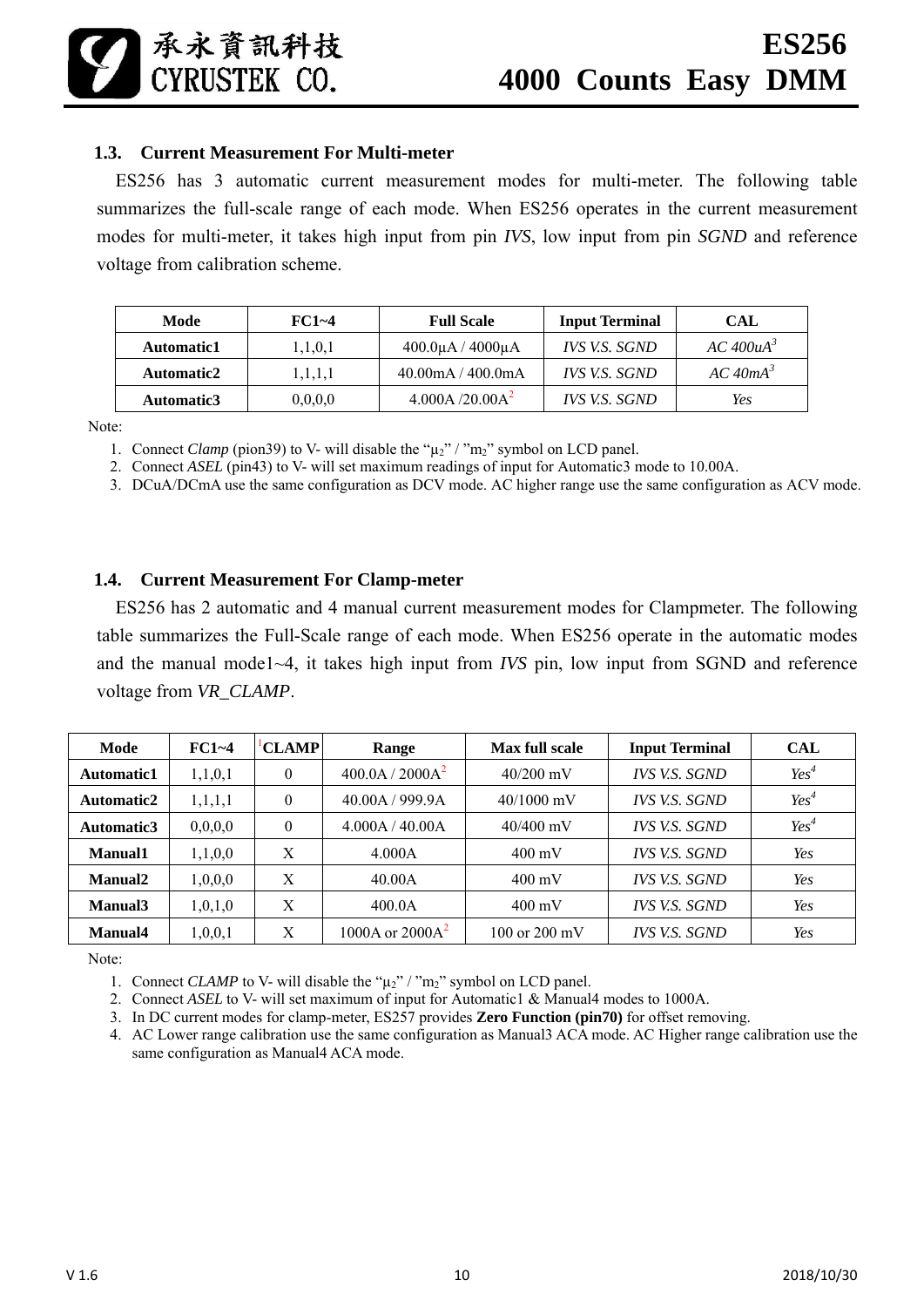### 1.3. Current Measurement For Multi-meter

ES256 has 3 automatic current measurement modes for multi-meter. The following table summarizes the full-scale range of each mode. When ES256 operates in the current measurement modes for multi-meter, it takes high input from pin *IVS*, low input from pin *SGND* and reference voltage from calibration scheme.

| Mode | FC1~4 | Full Scale | Input Terminal | CAL |
|---|---|---|---|---|
| **Automatic1** | 1,1,0,1 | 400.0μA / 4000μA | *IVS V.S. SGND* | *AC 400uA*[3] |
| **Automatic2** | 1,1,1,1 | 40.00mA / 400.0mA | *IVS V.S. SGND* | *AC 40mA*[3] |
| **Automatic3** | 0,0,0,0 | 4.000A /20.00A[2] | *IVS V.S. SGND* | *Yes* |

Note:

1. Connect *Clamp* (pion39) to V- will disable the "$\mu_2$" / "$m_2$" symbol on LCD panel.
2. Connect *ASEL* (pin43) to V- will set maximum readings of input for Automatic3 mode to 10.00A.
3. DCuA/DCmA use the same configuration as DCV mode. AC higher range use the same configuration as ACV mode.

### 1.4. Current Measurement For Clamp-meter

ES256 has 2 automatic and 4 manual current measurement modes for Clampmeter. The following table summarizes the Full-Scale range of each mode. When ES256 operate in the automatic modes and the manual mode1~4, it takes high input from *IVS* pin, low input from SGND and reference voltage from *VR_CLAMP*.

| Mode | FC1~4 | [1]CLAMP | Range | Max full scale | Input Terminal | CAL |
|---|---|---|---|---|---|---|
| **Automatic1** | 1,1,0,1 | 0 | 400.0A / 2000A[2] | 40/200 mV | *IVS V.S. SGND* | *Yes*[4] |
| **Automatic2** | 1,1,1,1 | 0 | 40.00A / 999.9A | 40/1000 mV | *IVS V.S. SGND* | *Yes*[4] |
| **Automatic3** | 0,0,0,0 | 0 | 4.000A / 40.00A | 40/400 mV | *IVS V.S. SGND* | *Yes*[4] |
| **Manual1** | 1,1,0,0 | X | 4.000A | 400 mV | *IVS V.S. SGND* | *Yes* |
| **Manual2** | 1,0,0,0 | X | 40.00A | 400 mV | *IVS V.S. SGND* | *Yes* |
| **Manual3** | 1,0,1,0 | X | 400.0A | 400 mV | *IVS V.S. SGND* | *Yes* |
| **Manual4** | 1,0,0,1 | X | 1000A or 2000A[2] | 100 or 200 mV | *IVS V.S. SGND* | *Yes* |

Note:

1. Connect *CLAMP* to V- will disable the "$\mu_2$" / "$m_2$" symbol on LCD panel.
2. Connect *ASEL* to V- will set maximum of input for Automatic1 & Manual4 modes to 1000A.
3. In DC current modes for clamp-meter, ES257 provides **Zero Function (pin70)** for offset removing.
4. AC Lower range calibration use the same configuration as Manual3 ACA mode. AC Higher range calibration use the same configuration as Manual4 ACA mode.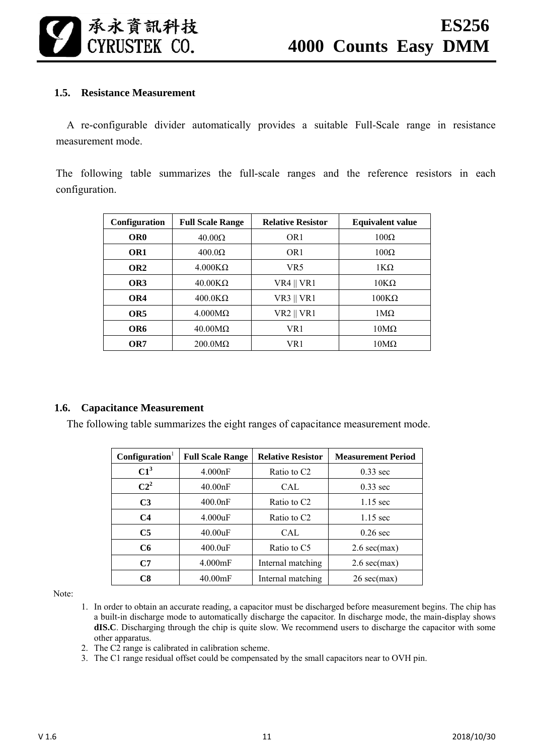### 1.5. Resistance Measurement

A re-configurable divider automatically provides a suitable Full-Scale range in resistance measurement mode.

The following table summarizes the full-scale ranges and the reference resistors in each configuration.

| Configuration | Full Scale Range | Relative Resistor | Equivalent value |
|---|---|---|---|
| **OR0** | 40.00Ω | OR1 | 100Ω |
| **OR1** | 400.0Ω | OR1 | 100Ω |
| **OR2** | 4.000KΩ | VR5 | 1KΩ |
| **OR3** | 40.00KΩ | VR4 \|\| VR1 | 10KΩ |
| **OR4** | 400.0KΩ | VR3 \|\| VR1 | 100KΩ |
| **OR5** | 4.000MΩ | VR2 \|\| VR1 | 1MΩ |
| **OR6** | 40.00MΩ | VR1 | 10MΩ |
| **OR7** | 200.0MΩ | VR1 | 10MΩ |

### 1.6. Capacitance Measurement

The following table summarizes the eight ranges of capacitance measurement mode.

| Configuration[1] | Full Scale Range | Relative Resistor | Measurement Period |
|---|---|---|---|
| **C1**[3] | 4.000nF | Ratio to C2 | 0.33 sec |
| **C2**[2] | 40.00nF | CAL | 0.33 sec |
| **C3** | 400.0nF | Ratio to C2 | 1.15 sec |
| **C4** | 4.000uF | Ratio to C2 | 1.15 sec |
| **C5** | 40.00uF | CAL | 0.26 sec |
| **C6** | 400.0uF | Ratio to C5 | 2.6 sec(max) |
| **C7** | 4.000mF | Internal matching | 2.6 sec(max) |
| **C8** | 40.00mF | Internal matching | 26 sec(max) |

Note:

1. In order to obtain an accurate reading, a capacitor must be discharged before measurement begins. The chip has a built-in discharge mode to automatically discharge the capacitor. In discharge mode, the main-display shows **dIS.C**. Discharging through the chip is quite slow. We recommend users to discharge the capacitor with some other apparatus.
2. The C2 range is calibrated in calibration scheme.
3. The C1 range residual offset could be compensated by the small capacitors near to OVH pin.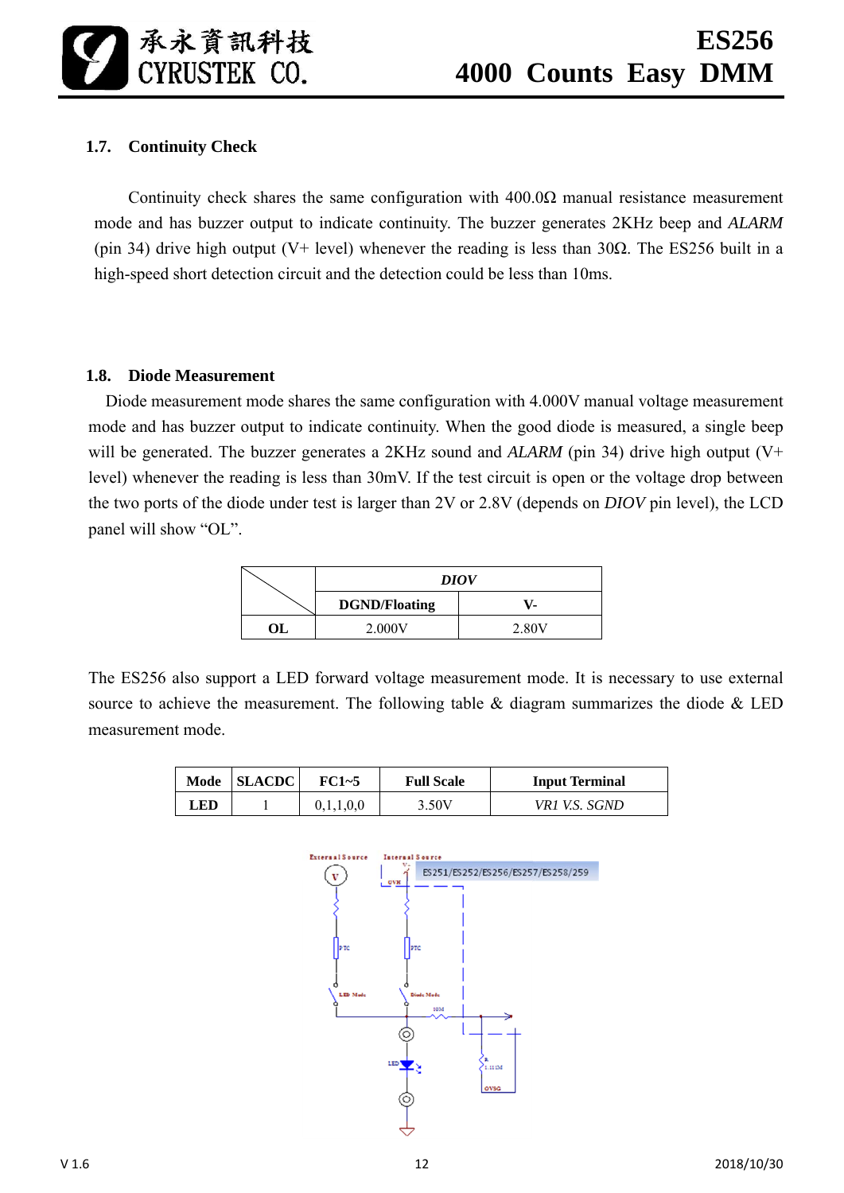### 1.7. Continuity Check

Continuity check shares the same configuration with 400.0Ω manual resistance measurement mode and has buzzer output to indicate continuity. The buzzer generates 2KHz beep and *ALARM* (pin 34) drive high output (V+ level) whenever the reading is less than 30Ω. The ES256 built in a high-speed short detection circuit and the detection could be less than 10ms.

### 1.8. Diode Measurement

Diode measurement mode shares the same configuration with 4.000V manual voltage measurement mode and has buzzer output to indicate continuity. When the good diode is measured, a single beep will be generated. The buzzer generates a 2KHz sound and *ALARM* (pin 34) drive high output (V+ level) whenever the reading is less than 30mV. If the test circuit is open or the voltage drop between the two ports of the diode under test is larger than 2V or 2.8V (depends on *DIOV* pin level), the LCD panel will show "OL".

| | ***DIOV*** | |
|---|---|---|
| | **DGND/Floating** | **V-** |
| **OL** | 2.000V | 2.80V |

The ES256 also support a LED forward voltage measurement mode. It is necessary to use external source to achieve the measurement. The following table & diagram summarizes the diode & LED measurement mode.

| Mode | SLACDC | FC1~5 | Full Scale | Input Terminal |
|---|---|---|---|---|
| **LED** | 1 | 0,1,1,0,0 | 3.50V | *VR1 V.S. SGND* |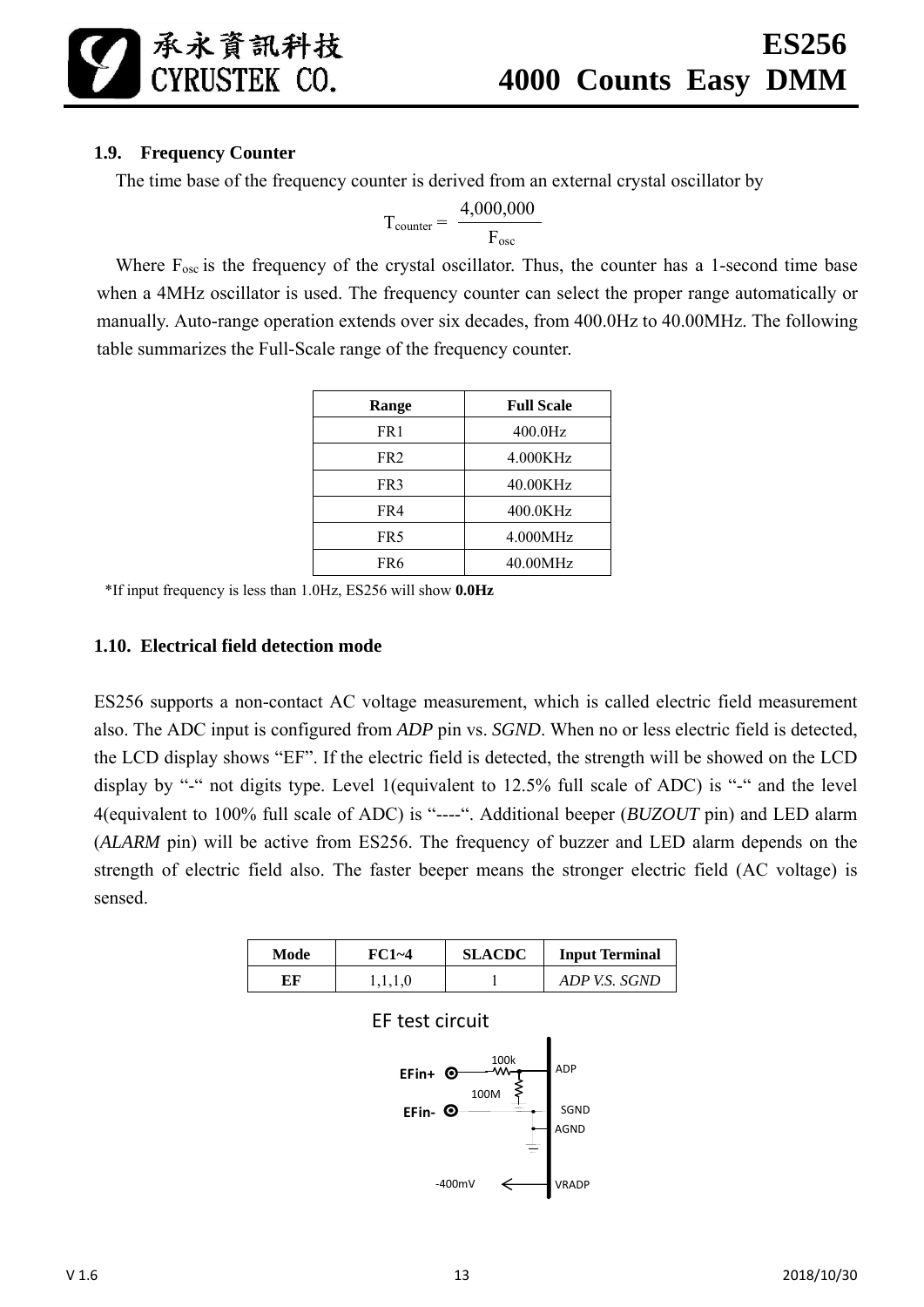### 1.9. Frequency Counter

The time base of the frequency counter is derived from an external crystal oscillator by

$$T_{counter} = \frac{4{,}000{,}000}{F_{osc}}$$

Where $F_{osc}$ is the frequency of the crystal oscillator. Thus, the counter has a 1-second time base when a 4MHz oscillator is used. The frequency counter can select the proper range automatically or manually. Auto-range operation extends over six decades, from 400.0Hz to 40.00MHz. The following table summarizes the Full-Scale range of the frequency counter.

| Range | Full Scale |
|---|---|
| FR1 | 400.0Hz |
| FR2 | 4.000KHz |
| FR3 | 40.00KHz |
| FR4 | 400.0KHz |
| FR5 | 4.000MHz |
| FR6 | 40.00MHz |

*If input frequency is less than 1.0Hz, ES256 will show **0.0Hz**

### 1.10. Electrical field detection mode

ES256 supports a non-contact AC voltage measurement, which is called electric field measurement also. The ADC input is configured from *ADP* pin vs. *SGND*. When no or less electric field is detected, the LCD display shows "EF". If the electric field is detected, the strength will be showed on the LCD display by "-" not digits type. Level 1(equivalent to 12.5% full scale of ADC) is "-" and the level 4(equivalent to 100% full scale of ADC) is "----". Additional beeper (*BUZOUT* pin) and LED alarm (*ALARM* pin) will be active from ES256. The frequency of buzzer and LED alarm depends on the strength of electric field also. The faster beeper means the stronger electric field (AC voltage) is sensed.

| Mode | FC1~4 | SLACDC | Input Terminal |
|---|---|---|---|
| **EF** | 1,1,1,0 | 1 | *ADP V.S. SGND* |

EF test circuit

EFin+ — 100k — ADP; 100M; EFin- — SGND; AGND; -400mV ← VRADP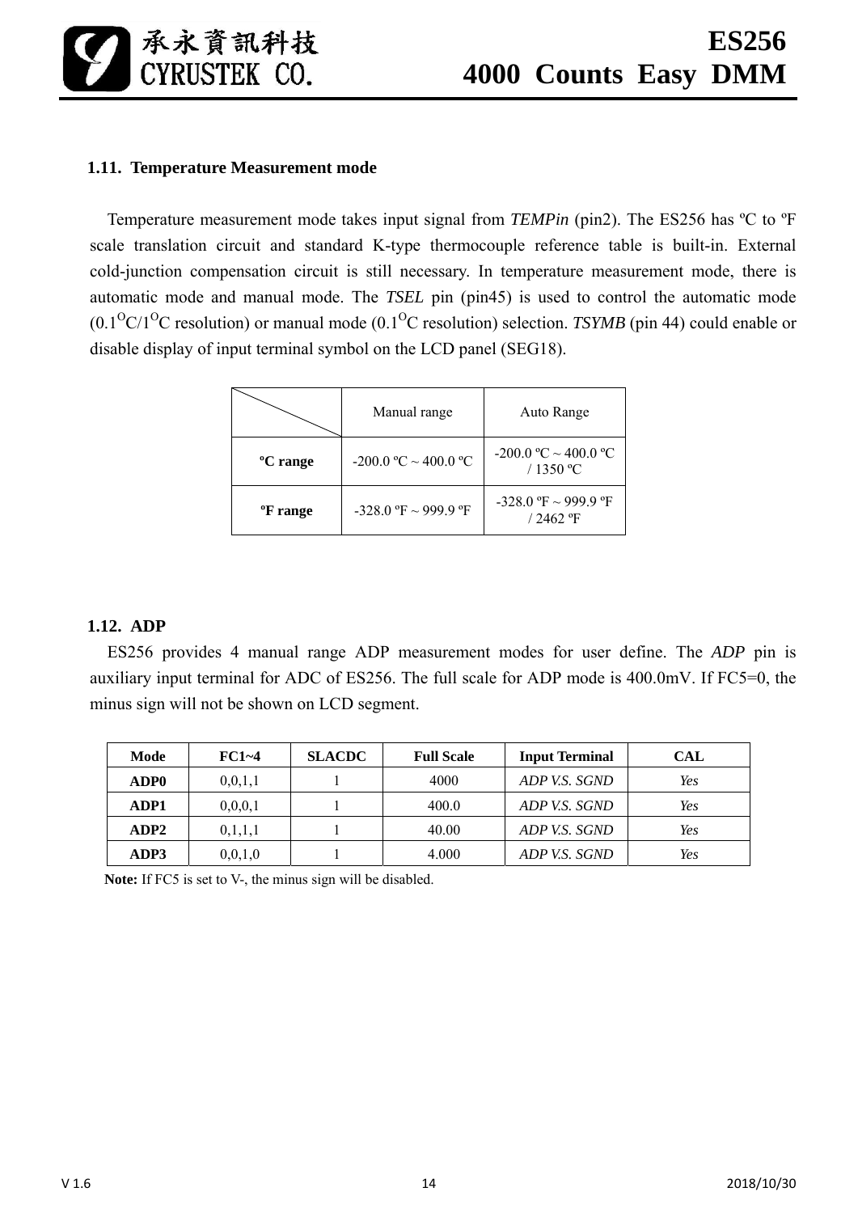## 1.11. Temperature Measurement mode

Temperature measurement mode takes input signal from ***TEMPin*** (pin2). The ES256 has ºC to ºF scale translation circuit and standard K-type thermocouple reference table is built-in. External cold-junction compensation circuit is still necessary. In temperature measurement mode, there is automatic mode and manual mode. The ***TSEL*** pin (pin45) is used to control the automatic mode ($0.1^{O}$C/$1^{O}$C resolution) or manual mode ($0.1^{O}$C resolution) selection. ***TSYMB*** (pin 44) could enable or disable display of input terminal symbol on the LCD panel (SEG18).

| | Manual range | Auto Range |
|---|---|---|
| **ºC range** | -200.0 ºC ~ 400.0 ºC | -200.0 ºC ~ 400.0 ºC / 1350 ºC |
| **ºF range** | -328.0 ºF ~ 999.9 ºF | -328.0 ºF ~ 999.9 ºF / 2462 ºF |

## 1.12. ADP

ES256 provides 4 manual range ADP measurement modes for user define. The *ADP* pin is auxiliary input terminal for ADC of ES256. The full scale for ADP mode is 400.0mV. If FC5=0, the minus sign will not be shown on LCD segment.

| Mode | FC1~4 | SLACDC | Full Scale | Input Terminal | CAL |
|---|---|---|---|---|---|
| **ADP0** | 0,0,1,1 | 1 | 4000 | *ADP V.S. SGND* | *Yes* |
| **ADP1** | 0,0,0,1 | 1 | 400.0 | *ADP V.S. SGND* | *Yes* |
| **ADP2** | 0,1,1,1 | 1 | 40.00 | *ADP V.S. SGND* | *Yes* |
| **ADP3** | 0,0,1,0 | 1 | 4.000 | *ADP V.S. SGND* | *Yes* |

**Note:** If FC5 is set to V-, the minus sign will be disabled.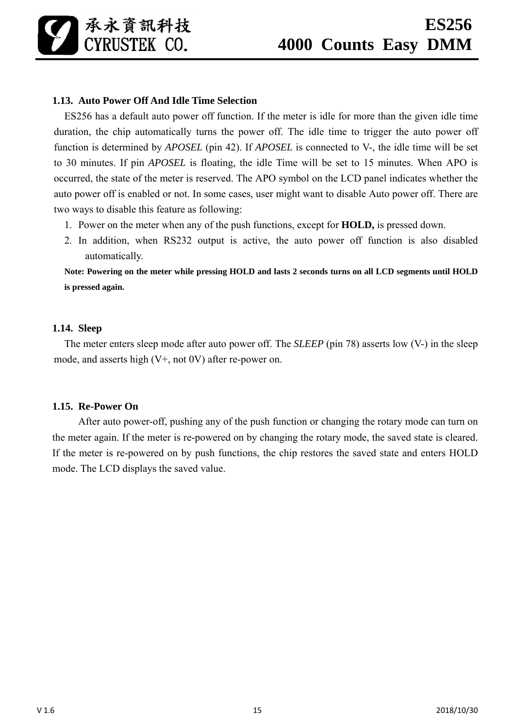### 1.13. Auto Power Off And Idle Time Selection

ES256 has a default auto power off function. If the meter is idle for more than the given idle time duration, the chip automatically turns the power off. The idle time to trigger the auto power off function is determined by *APOSEL* (pin 42). If *APOSEL* is connected to V-, the idle time will be set to 30 minutes. If pin *APOSEL* is floating, the idle Time will be set to 15 minutes. When APO is occurred, the state of the meter is reserved. The APO symbol on the LCD panel indicates whether the auto power off is enabled or not. In some cases, user might want to disable Auto power off. There are two ways to disable this feature as following:

1. Power on the meter when any of the push functions, except for **HOLD,** is pressed down.
2. In addition, when RS232 output is active, the auto power off function is also disabled automatically.

**Note: Powering on the meter while pressing HOLD and lasts 2 seconds turns on all LCD segments until HOLD is pressed again.**

### 1.14. Sleep

The meter enters sleep mode after auto power off. The *SLEEP* (pin 78) asserts low (V-) in the sleep mode, and asserts high (V+, not 0V) after re-power on.

### 1.15. Re-Power On

After auto power-off, pushing any of the push function or changing the rotary mode can turn on the meter again. If the meter is re-powered on by changing the rotary mode, the saved state is cleared. If the meter is re-powered on by push functions, the chip restores the saved state and enters HOLD mode. The LCD displays the saved value.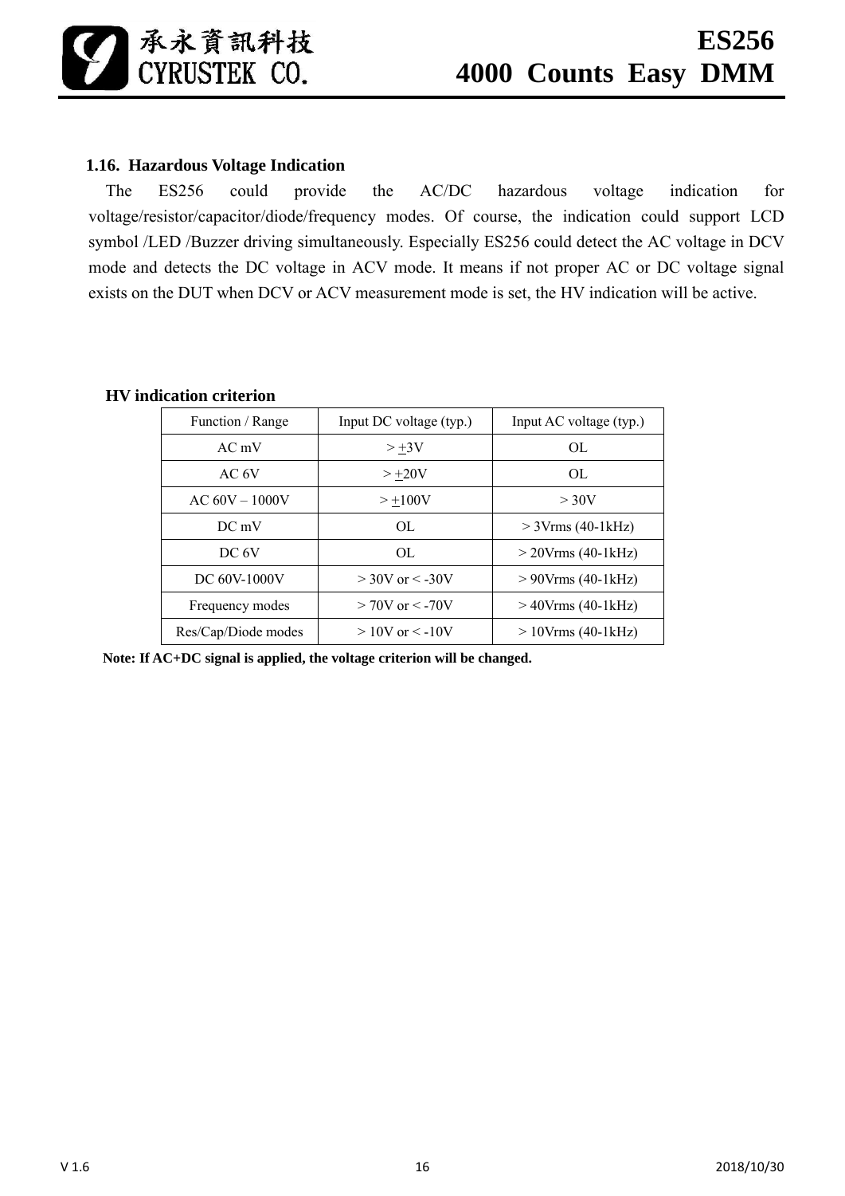### 1.16. Hazardous Voltage Indication

The ES256 could provide the AC/DC hazardous voltage indication for voltage/resistor/capacitor/diode/frequency modes. Of course, the indication could support LCD symbol /LED /Buzzer driving simultaneously. Especially ES256 could detect the AC voltage in DCV mode and detects the DC voltage in ACV mode. It means if not proper AC or DC voltage signal exists on the DUT when DCV or ACV measurement mode is set, the HV indication will be active.

**HV indication criterion**

| Function / Range | Input DC voltage (typ.) | Input AC voltage (typ.) |
|---|---|---|
| AC mV | > ±3V | OL |
| AC 6V | > ±20V | OL |
| AC 60V – 1000V | > ±100V | > 30V |
| DC mV | OL | > 3Vrms (40-1kHz) |
| DC 6V | OL | > 20Vrms (40-1kHz) |
| DC 60V-1000V | > 30V or < -30V | > 90Vrms (40-1kHz) |
| Frequency modes | > 70V or < -70V | > 40Vrms (40-1kHz) |
| Res/Cap/Diode modes | > 10V or < -10V | > 10Vrms (40-1kHz) |

**Note: If AC+DC signal is applied, the voltage criterion will be changed.**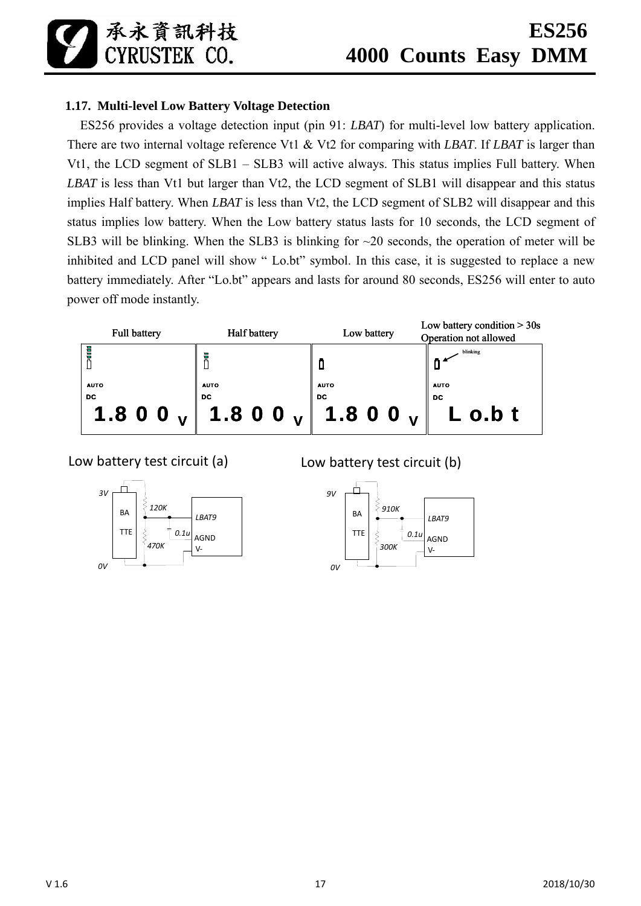### 1.17. Multi-level Low Battery Voltage Detection

ES256 provides a voltage detection input (pin 91: *LBAT*) for multi-level low battery application. There are two internal voltage reference Vt1 & Vt2 for comparing with *LBAT*. If *LBAT* is larger than Vt1, the LCD segment of SLB1 – SLB3 will active always. This status implies Full battery. When *LBAT* is less than Vt1 but larger than Vt2, the LCD segment of SLB1 will disappear and this status implies Half battery. When *LBAT* is less than Vt2, the LCD segment of SLB2 will disappear and this status implies low battery. When the Low battery status lasts for 10 seconds, the LCD segment of SLB3 will be blinking. When the SLB3 is blinking for ~20 seconds, the operation of meter will be inhibited and LCD panel will show " Lo.bt" symbol. In this case, it is suggested to replace a new battery immediately. After "Lo.bt" appears and lasts for around 80 seconds, ES256 will enter to auto power off mode instantly.

| Full battery | Half battery | Low battery | Low battery condition > 30s Operation not allowed |
|---|---|---|---|
| AUTO DC 1.800 V | AUTO DC 1.800 V | AUTO DC 1.800 V | AUTO DC Lo.bt (battery symbol blinking) |

Low battery test circuit (a)

3V BATTE, 120K, 470K, 0.1u, LBAT9, AGND, V-, 0V

Low battery test circuit (b)

9V BATTE, 910K, 300K, 0.1u, LBAT9, AGND, V-, 0V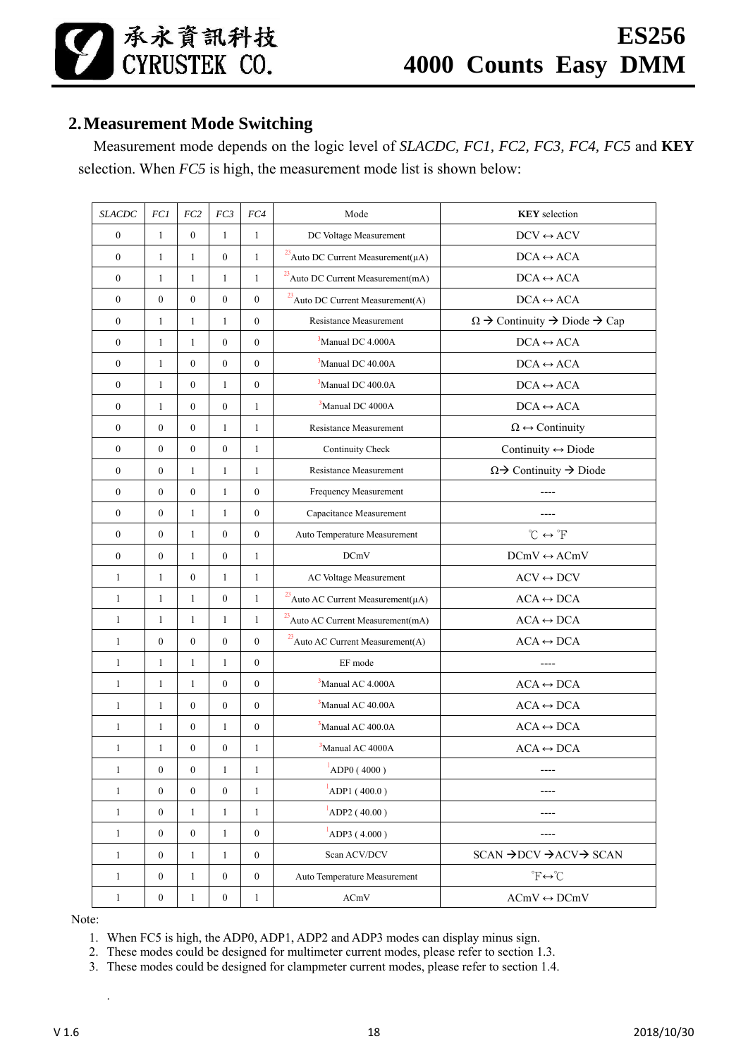## 2. Measurement Mode Switching

Measurement mode depends on the logic level of *SLACDC, FC1, FC2, FC3, FC4, FC5* and **KEY** selection. When *FC5* is high, the measurement mode list is shown below:

| *SLACDC* | *FC1* | *FC2* | *FC3* | *FC4* | Mode | **KEY** selection |
|---|---|---|---|---|---|---|
| 0 | 1 | 0 | 1 | 1 | DC Voltage Measurement | DCV ↔ ACV |
| 0 | 1 | 1 | 0 | 1 | [23]Auto DC Current Measurement(μA) | DCA ↔ ACA |
| 0 | 1 | 1 | 1 | 1 | [23]Auto DC Current Measurement(mA) | DCA ↔ ACA |
| 0 | 0 | 0 | 0 | 0 | [23]Auto DC Current Measurement(A) | DCA ↔ ACA |
| 0 | 1 | 1 | 1 | 0 | Resistance Measurement | Ω → Continuity → Diode → Cap |
| 0 | 1 | 1 | 0 | 0 | [3]Manual DC 4.000A | DCA ↔ ACA |
| 0 | 1 | 0 | 0 | 0 | [3]Manual DC 40.00A | DCA ↔ ACA |
| 0 | 1 | 0 | 1 | 0 | [3]Manual DC 400.0A | DCA ↔ ACA |
| 0 | 1 | 0 | 0 | 1 | [3]Manual DC 4000A | DCA ↔ ACA |
| 0 | 0 | 0 | 1 | 1 | Resistance Measurement | Ω ↔ Continuity |
| 0 | 0 | 0 | 0 | 1 | Continuity Check | Continuity ↔ Diode |
| 0 | 0 | 1 | 1 | 1 | Resistance Measurement | Ω→ Continuity → Diode |
| 0 | 0 | 0 | 1 | 0 | Frequency Measurement | ---- |
| 0 | 0 | 1 | 1 | 0 | Capacitance Measurement | ---- |
| 0 | 0 | 1 | 0 | 0 | Auto Temperature Measurement | ℃ ↔ ℉ |
| 0 | 0 | 1 | 0 | 1 | DCmV | DCmV ↔ ACmV |
| 1 | 1 | 0 | 1 | 1 | AC Voltage Measurement | ACV ↔ DCV |
| 1 | 1 | 1 | 0 | 1 | [23]Auto AC Current Measurement(μA) | ACA ↔ DCA |
| 1 | 1 | 1 | 1 | 1 | [23]Auto AC Current Measurement(mA) | ACA ↔ DCA |
| 1 | 0 | 0 | 0 | 0 | [23]Auto AC Current Measurement(A) | ACA ↔ DCA |
| 1 | 1 | 1 | 1 | 0 | EF mode | ---- |
| 1 | 1 | 1 | 0 | 0 | [3]Manual AC 4.000A | ACA ↔ DCA |
| 1 | 1 | 0 | 0 | 0 | [3]Manual AC 40.00A | ACA ↔ DCA |
| 1 | 1 | 0 | 1 | 0 | [3]Manual AC 400.0A | ACA ↔ DCA |
| 1 | 1 | 0 | 0 | 1 | [3]Manual AC 4000A | ACA ↔ DCA |
| 1 | 0 | 0 | 1 | 1 | [1]ADP0 ( 4000 ) | ---- |
| 1 | 0 | 0 | 0 | 1 | [1]ADP1 ( 400.0 ) | ---- |
| 1 | 0 | 1 | 1 | 1 | [1]ADP2 ( 40.00 ) | ---- |
| 1 | 0 | 0 | 1 | 0 | [1]ADP3 ( 4.000 ) | ---- |
| 1 | 0 | 1 | 1 | 0 | Scan ACV/DCV | SCAN →DCV →ACV→ SCAN |
| 1 | 0 | 1 | 0 | 0 | Auto Temperature Measurement | ℉↔℃ |
| 1 | 0 | 1 | 0 | 1 | ACmV | ACmV ↔ DCmV |

Note:

1. When FC5 is high, the ADP0, ADP1, ADP2 and ADP3 modes can display minus sign.
2. These modes could be designed for multimeter current modes, please refer to section 1.3.
3. These modes could be designed for clampmeter current modes, please refer to section 1.4.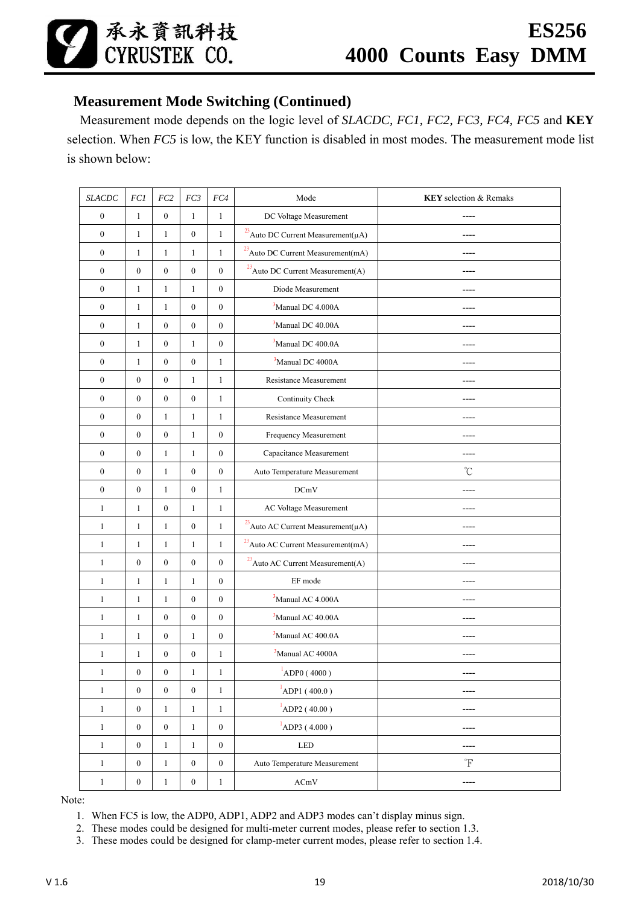## Measurement Mode Switching (Continued)

Measurement mode depends on the logic level of *SLACDC, FC1, FC2, FC3, FC4, FC5* and **KEY** selection. When *FC5* is low, the KEY function is disabled in most modes. The measurement mode list is shown below:

| *SLACDC* | *FC1* | *FC2* | *FC3* | *FC4* | Mode | **KEY** selection & Remaks |
|---|---|---|---|---|---|---|
| 0 | 1 | 0 | 1 | 1 | DC Voltage Measurement | ---- |
| 0 | 1 | 1 | 0 | 1 | [23]Auto DC Current Measurement(μA) | ---- |
| 0 | 1 | 1 | 1 | 1 | [23]Auto DC Current Measurement(mA) | ---- |
| 0 | 0 | 0 | 0 | 0 | [23]Auto DC Current Measurement(A) | ---- |
| 0 | 1 | 1 | 1 | 0 | Diode Measurement | ---- |
| 0 | 1 | 1 | 0 | 0 | [3]Manual DC 4.000A | ---- |
| 0 | 1 | 0 | 0 | 0 | [3]Manual DC 40.00A | ---- |
| 0 | 1 | 0 | 1 | 0 | [3]Manual DC 400.0A | ---- |
| 0 | 1 | 0 | 0 | 1 | [3]Manual DC 4000A | ---- |
| 0 | 0 | 0 | 1 | 1 | Resistance Measurement | ---- |
| 0 | 0 | 0 | 0 | 1 | Continuity Check | ---- |
| 0 | 0 | 1 | 1 | 1 | Resistance Measurement | ---- |
| 0 | 0 | 0 | 1 | 0 | Frequency Measurement | ---- |
| 0 | 0 | 1 | 1 | 0 | Capacitance Measurement | ---- |
| 0 | 0 | 1 | 0 | 0 | Auto Temperature Measurement | ℃ |
| 0 | 0 | 1 | 0 | 1 | DCmV | ---- |
| 1 | 1 | 0 | 1 | 1 | AC Voltage Measurement | ---- |
| 1 | 1 | 1 | 0 | 1 | [23]Auto AC Current Measurement(μA) | ---- |
| 1 | 1 | 1 | 1 | 1 | [23]Auto AC Current Measurement(mA) | ---- |
| 1 | 0 | 0 | 0 | 0 | [23]Auto AC Current Measurement(A) | ---- |
| 1 | 1 | 1 | 1 | 0 | EF mode | ---- |
| 1 | 1 | 1 | 0 | 0 | [3]Manual AC 4.000A | ---- |
| 1 | 1 | 0 | 0 | 0 | [3]Manual AC 40.00A | ---- |
| 1 | 1 | 0 | 1 | 0 | [3]Manual AC 400.0A | ---- |
| 1 | 1 | 0 | 0 | 1 | [3]Manual AC 4000A | ---- |
| 1 | 0 | 0 | 1 | 1 | [1]ADP0 ( 4000 ) | ---- |
| 1 | 0 | 0 | 0 | 1 | [1]ADP1 ( 400.0 ) | ---- |
| 1 | 0 | 1 | 1 | 1 | [1]ADP2 ( 40.00 ) | ---- |
| 1 | 0 | 0 | 1 | 0 | [1]ADP3 ( 4.000 ) | ---- |
| 1 | 0 | 1 | 1 | 0 | LED | ---- |
| 1 | 0 | 1 | 0 | 0 | Auto Temperature Measurement | ℉ |
| 1 | 0 | 1 | 0 | 1 | ACmV | ---- |

Note:

1. When FC5 is low, the ADP0, ADP1, ADP2 and ADP3 modes can't display minus sign.
2. These modes could be designed for multi-meter current modes, please refer to section 1.3.
3. These modes could be designed for clamp-meter current modes, please refer to section 1.4.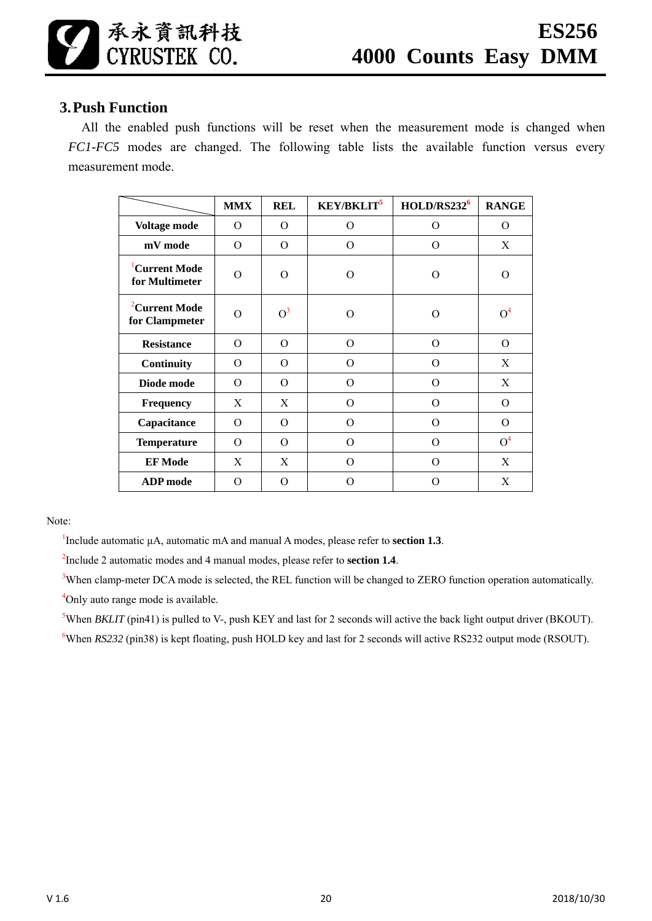## 3. Push Function

All the enabled push functions will be reset when the measurement mode is changed when *FC1-FC5* modes are changed. The following table lists the available function versus every measurement mode.

| | MMX | REL | KEY/BKLIT[5] | HOLD/RS232[6] | RANGE |
|---|---|---|---|---|---|
| **Voltage mode** | O | O | O | O | O |
| **mV mode** | O | O | O | O | X |
| [1]**Current Mode for Multimeter** | O | O | O | O | O |
| [2]**Current Mode for Clampmeter** | O | O[3] | O | O | O[4] |
| **Resistance** | O | O | O | O | O |
| **Continuity** | O | O | O | O | X |
| **Diode mode** | O | O | O | O | X |
| **Frequency** | X | X | O | O | O |
| **Capacitance** | O | O | O | O | O |
| **Temperature** | O | O | O | O | O[4] |
| **EF Mode** | X | X | O | O | X |
| **ADP mode** | O | O | O | O | X |

Note:

[1]Include automatic µA, automatic mA and manual A modes, please refer to **section 1.3**.

[2]Include 2 automatic modes and 4 manual modes, please refer to **section 1.4**.

[3]When clamp-meter DCA mode is selected, the REL function will be changed to ZERO function operation automatically.

[4]Only auto range mode is available.

[5]When *BKLIT* (pin41) is pulled to V-, push KEY and last for 2 seconds will active the back light output driver (BKOUT).

[6]When *RS232* (pin38) is kept floating, push HOLD key and last for 2 seconds will active RS232 output mode (RSOUT).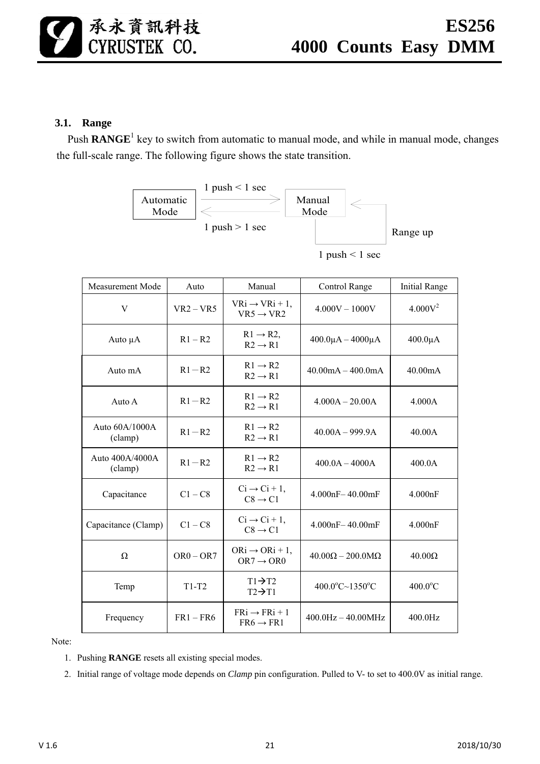### 3.1. Range

Push **RANGE**[1] key to switch from automatic to manual mode, and while in manual mode, changes the full-scale range. The following figure shows the state transition.

Automatic Mode — 1 push < 1 sec → Manual Mode
Manual Mode — 1 push > 1 sec → Automatic Mode
Manual Mode — 1 push < 1 sec → Range up

| Measurement Mode | Auto | Manual | Control Range | Initial Range |
|---|---|---|---|---|
| V | VR2 – VR5 | VRi → VRi + 1, VR5 → VR2 | 4.000V – 1000V | 4.000V[2] |
| Auto μA | R1 – R2 | R1 → R2, R2 → R1 | 400.0μA – 4000μA | 400.0μA |
| Auto mA | R1 – R2 | R1 → R2 R2 → R1 | 40.00mA – 400.0mA | 40.00mA |
| Auto A | R1 – R2 | R1 → R2 R2 → R1 | 4.000A – 20.00A | 4.000A |
| Auto 60A/1000A (clamp) | R1 – R2 | R1 → R2 R2 → R1 | 40.00A – 999.9A | 40.00A |
| Auto 400A/4000A (clamp) | R1 – R2 | R1 → R2 R2 → R1 | 400.0A – 4000A | 400.0A |
| Capacitance | C1 – C8 | Ci → Ci + 1, C8 → C1 | 4.000nF– 40.00mF | 4.000nF |
| Capacitance (Clamp) | C1 – C8 | Ci → Ci + 1, C8 → C1 | 4.000nF– 40.00mF | 4.000nF |
| Ω | OR0 – OR7 | ORi → ORi + 1, OR7 → OR0 | 40.00Ω – 200.0MΩ | 40.00Ω |
| Temp | T1-T2 | T1→T2 T2→T1 | 400.0°C~1350°C | 400.0°C |
| Frequency | FR1 – FR6 | FRi → FRi + 1 FR6 → FR1 | 400.0Hz – 40.00MHz | 400.0Hz |

Note:

1. Pushing **RANGE** resets all existing special modes.
2. Initial range of voltage mode depends on *Clamp* pin configuration. Pulled to V- to set to 400.0V as initial range.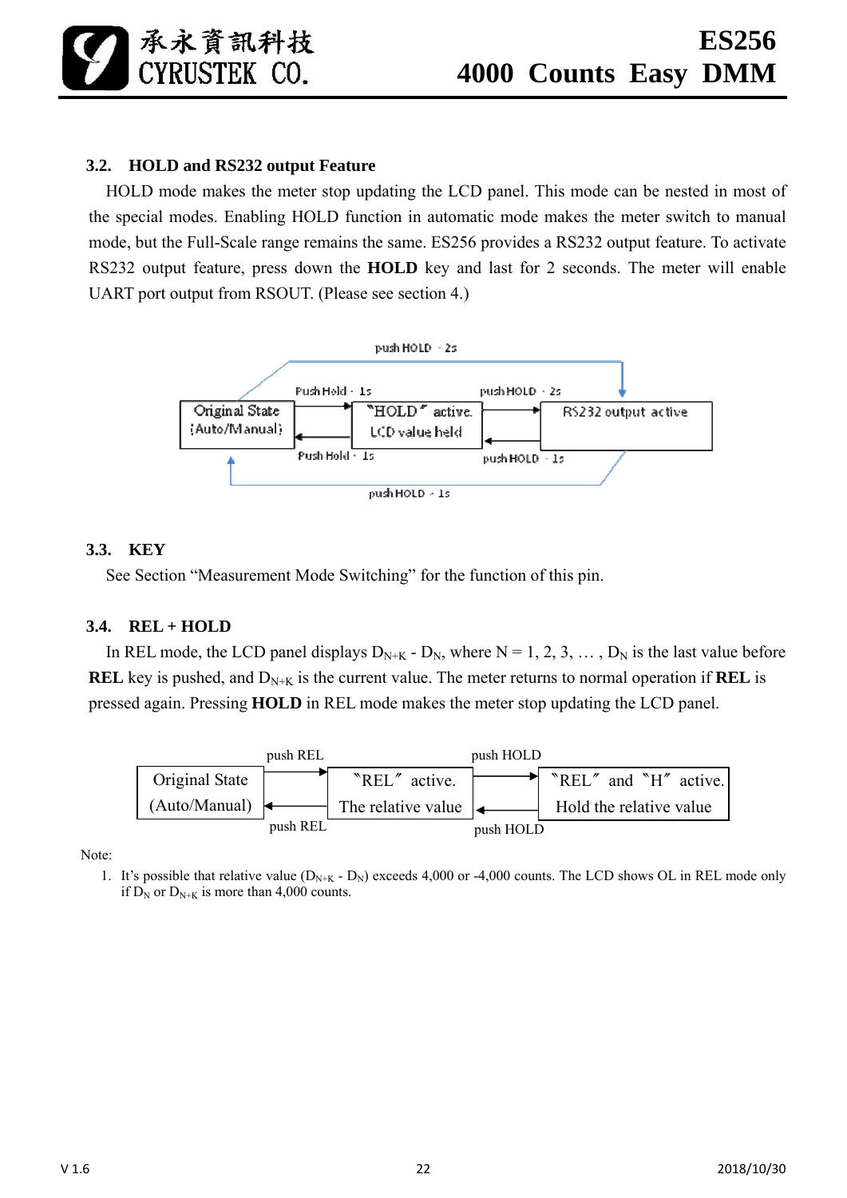### 3.2. HOLD and RS232 output Feature

HOLD mode makes the meter stop updating the LCD panel. This mode can be nested in most of the special modes. Enabling HOLD function in automatic mode makes the meter switch to manual mode, but the Full-Scale range remains the same. ES256 provides a RS232 output feature. To activate RS232 output feature, press down the **HOLD** key and last for 2 seconds. The meter will enable UART port output from RSOUT. (Please see section 4.)

push HOLD - 2s

Push Hold - 1s    push HOLD - 2s

Original State (Auto/Manual)    "HOLD" active. LCD value held    RS232 output active

Push Hold - 1s    push HOLD - 1s

push HOLD - 1s

### 3.3. KEY

See Section "Measurement Mode Switching" for the function of this pin.

### 3.4. REL + HOLD

In REL mode, the LCD panel displays $D_{N+K}$ - $D_N$, where N = 1, 2, 3, … , $D_N$ is the last value before **REL** key is pushed, and $D_{N+K}$ is the current value. The meter returns to normal operation if **REL** is pressed again. Pressing **HOLD** in REL mode makes the meter stop updating the LCD panel.

push REL    push HOLD

Original State (Auto/Manual)    "REL" active. The relative value    "REL" and "H" active. Hold the relative value

push REL    push HOLD

Note:

1. It's possible that relative value ($D_{N+K}$ - $D_N$) exceeds 4,000 or -4,000 counts. The LCD shows OL in REL mode only if $D_N$ or $D_{N+K}$ is more than 4,000 counts.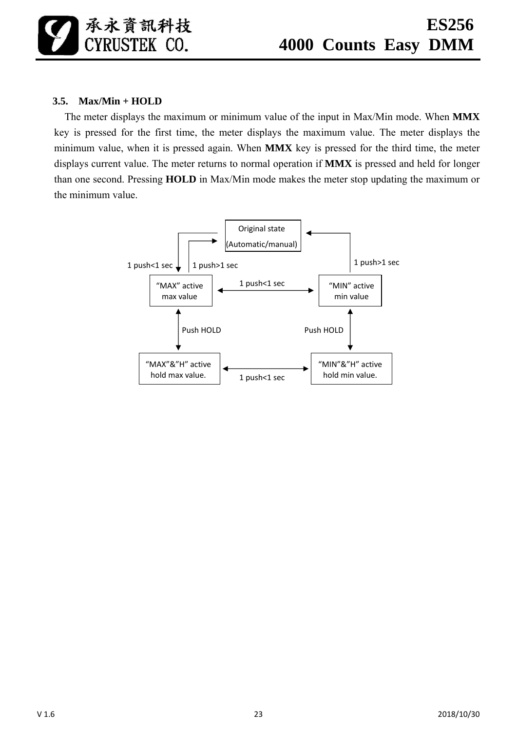### 3.5. Max/Min + HOLD

The meter displays the maximum or minimum value of the input in Max/Min mode. When **MMX** key is pressed for the first time, the meter displays the maximum value. The meter displays the minimum value, when it is pressed again. When **MMX** key is pressed for the third time, the meter displays current value. The meter returns to normal operation if **MMX** is pressed and held for longer than one second. Pressing **HOLD** in Max/Min mode makes the meter stop updating the maximum or the minimum value.

Original state (Automatic/manual)

1 push<1 sec　1 push>1 sec　1 push>1 sec

"MAX" active max value　1 push<1 sec　"MIN" active min value

Push HOLD　Push HOLD

"MAX"&"H" active hold max value.　1 push<1 sec　"MIN"&"H" active hold min value.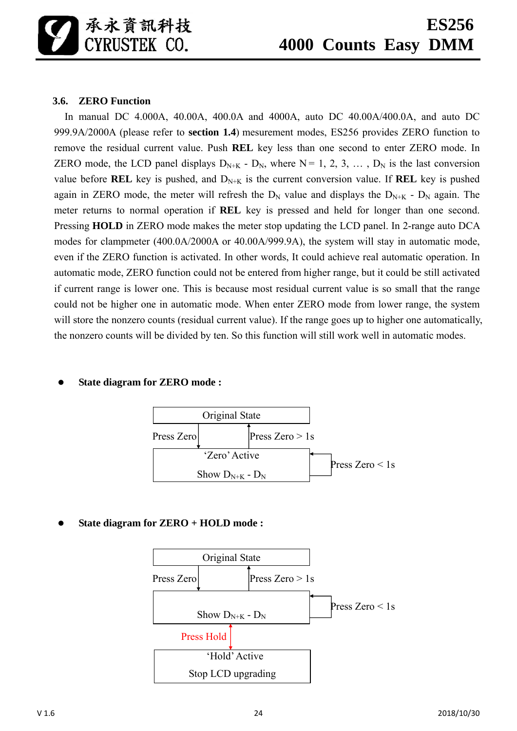### 3.6. ZERO Function

In manual DC 4.000A, 40.00A, 400.0A and 4000A, auto DC 40.00A/400.0A, and auto DC 999.9A/2000A (please refer to **section 1.4**) mesurement modes, ES256 provides ZERO function to remove the residual current value. Push **REL** key less than one second to enter ZERO mode. In ZERO mode, the LCD panel displays $D_{N+K}$ - $D_N$, where N = 1, 2, 3, … , $D_N$ is the last conversion value before **REL** key is pushed, and $D_{N+K}$ is the current conversion value. If **REL** key is pushed again in ZERO mode, the meter will refresh the $D_N$ value and displays the $D_{N+K}$ - $D_N$ again. The meter returns to normal operation if **REL** key is pressed and held for longer than one second. Pressing **HOLD** in ZERO mode makes the meter stop updating the LCD panel. In 2-range auto DCA modes for clampmeter (400.0A/2000A or 40.00A/999.9A), the system will stay in automatic mode, even if the ZERO function is activated. In other words, It could achieve real automatic operation. In automatic mode, ZERO function could not be entered from higher range, but it could be still activated if current range is lower one. This is because most residual current value is so small that the range could not be higher one in automatic mode. When enter ZERO mode from lower range, the system will store the nonzero counts (residual current value). If the range goes up to higher one automatically, the nonzero counts will be divided by ten. So this function will still work well in automatic modes.

- **State diagram for ZERO mode :**

Original State

Press Zero

Press Zero > 1s

'Zero' Active

Show $D_{N+K}$ - $D_N$

Press Zero < 1s

- **State diagram for ZERO + HOLD mode :**

Original State

Press Zero

Press Zero > 1s

Show $D_{N+K}$ - $D_N$

Press Zero < 1s

Press Hold

'Hold' Active

Stop LCD upgrading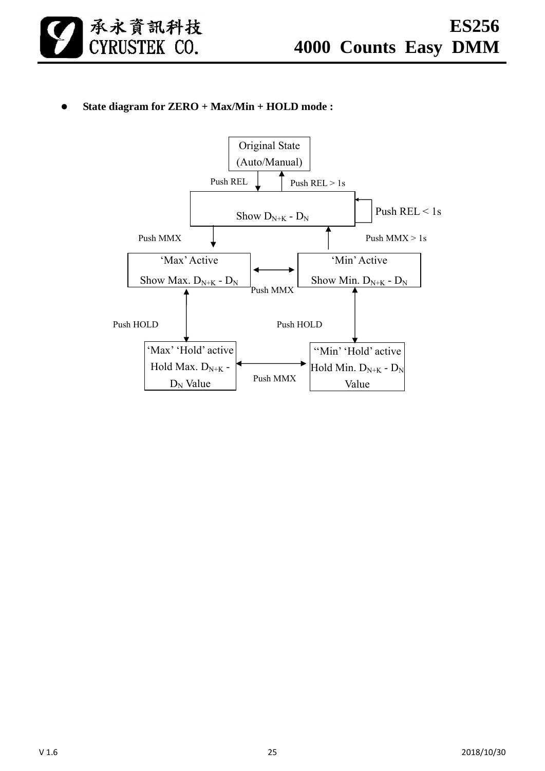- **State diagram for ZERO + Max/Min + HOLD mode :**

Original State (Auto/Manual)

Push REL

Push REL > 1s

Show $D_{N+K}$ - $D_N$

Push REL < 1s

Push MMX

Push MMX > 1s

'Max' Active
Show Max. $D_{N+K}$ - $D_N$

Push MMX

'Min' Active
Show Min. $D_{N+K}$ - $D_N$

Push HOLD

Push HOLD

'Max' 'Hold' active
Hold Max. $D_{N+K}$ - $D_N$ Value

Push MMX

''Min' 'Hold' active
Hold Min. $D_{N+K}$ - $D_N$ Value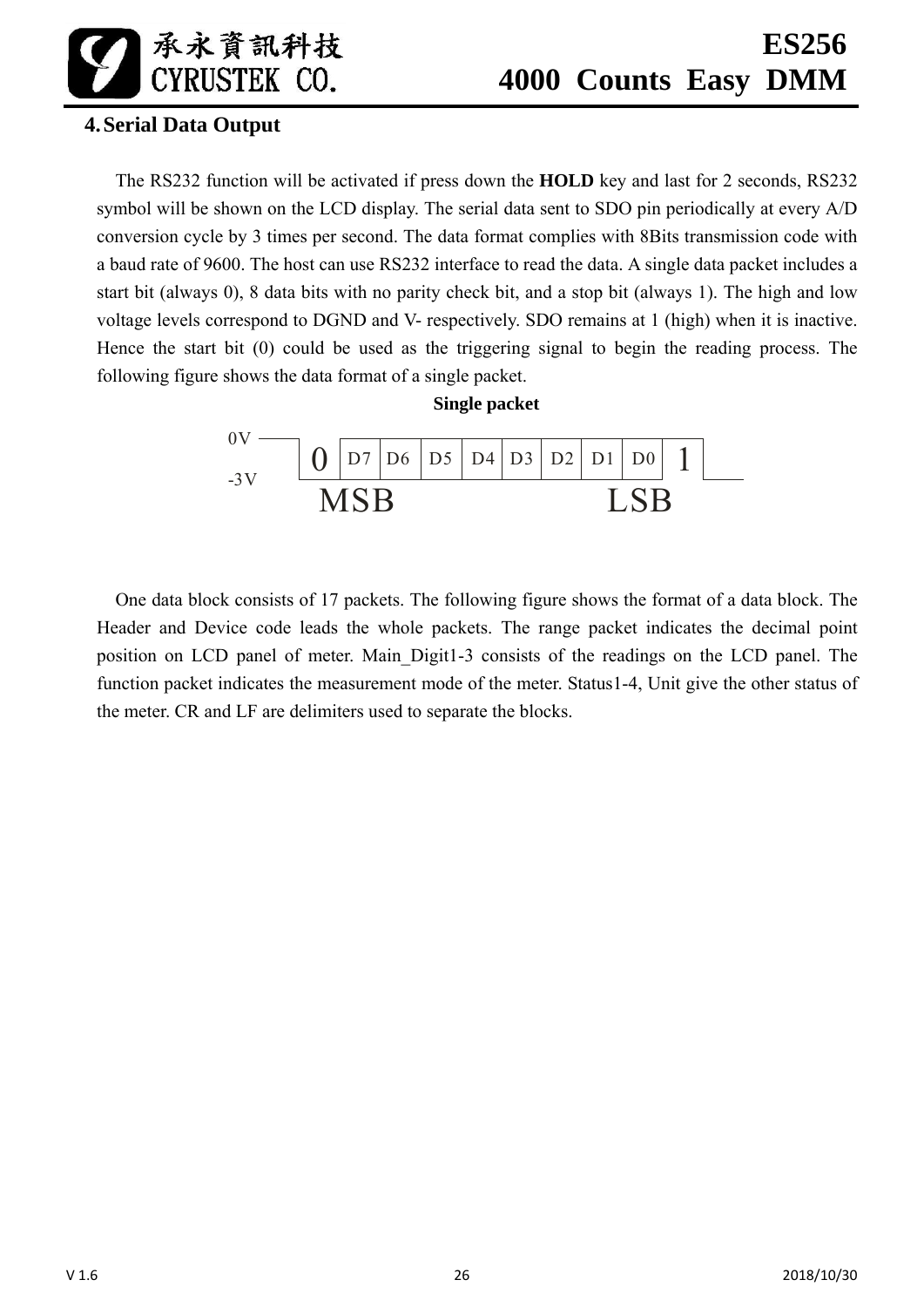## 4. Serial Data Output

The RS232 function will be activated if press down the **HOLD** key and last for 2 seconds, RS232 symbol will be shown on the LCD display. The serial data sent to SDO pin periodically at every A/D conversion cycle by 3 times per second. The data format complies with 8Bits transmission code with a baud rate of 9600. The host can use RS232 interface to read the data. A single data packet includes a start bit (always 0), 8 data bits with no parity check bit, and a stop bit (always 1). The high and low voltage levels correspond to DGND and V- respectively. SDO remains at 1 (high) when it is inactive. Hence the start bit (0) could be used as the triggering signal to begin the reading process. The following figure shows the data format of a single packet.

**Single packet**

| | | | | | | | | | |
|---|---|---|---|---|---|---|---|---|---|
| 0 | D7 | D6 | D5 | D4 | D3 | D2 | D1 | D0 | 1 |
| | MSB | | | | | | | LSB | |

0V / -3V

One data block consists of 17 packets. The following figure shows the format of a data block. The Header and Device code leads the whole packets. The range packet indicates the decimal point position on LCD panel of meter. Main_Digit1-3 consists of the readings on the LCD panel. The function packet indicates the measurement mode of the meter. Status1-4, Unit give the other status of the meter. CR and LF are delimiters used to separate the blocks.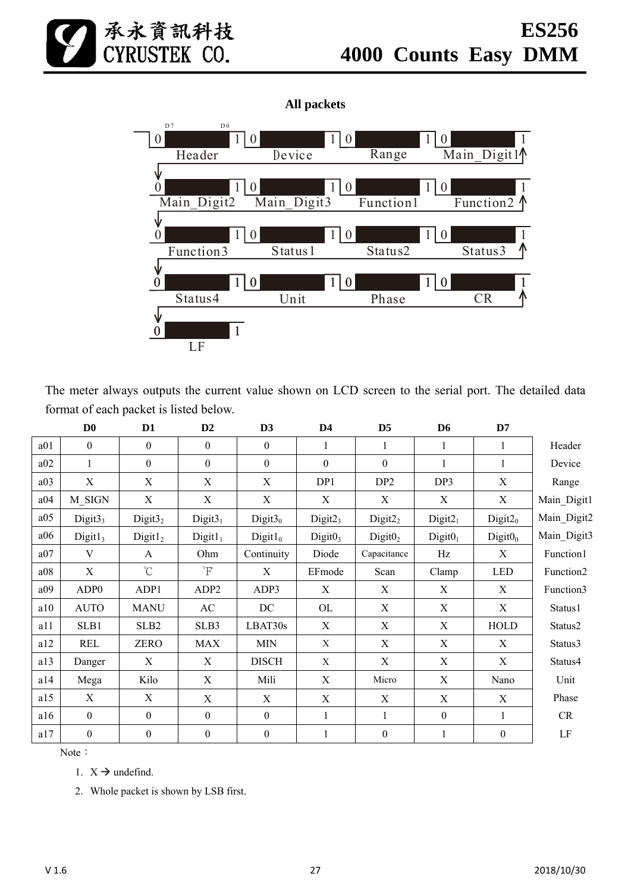**All packets**

The meter always outputs the current value shown on LCD screen to the serial port. The detailed data format of each packet is listed below.

| | D0 | D1 | D2 | D3 | D4 | D5 | D6 | D7 | |
|---|---|---|---|---|---|---|---|---|---|
| a01 | 0 | 0 | 0 | 0 | 1 | 1 | 1 | 1 | Header |
| a02 | 1 | 0 | 0 | 0 | 0 | 0 | 1 | 1 | Device |
| a03 | X | X | X | X | DP1 | DP2 | DP3 | X | Range |
| a04 | M_SIGN | X | X | X | X | X | X | X | Main_Digit1 |
| a05 | $Digit3_3$ | $Digit3_2$ | $Digit3_1$ | $Digit3_0$ | $Digit2_3$ | $Digit2_2$ | $Digit2_1$ | $Digit2_0$ | Main_Digit2 |
| a06 | $Digit1_3$ | $Digit1_2$ | $Digit1_1$ | $Digit1_0$ | $Digit0_3$ | $Digit0_2$ | $Digit0_1$ | $Digit0_0$ | Main_Digit3 |
| a07 | V | A | Ohm | Continuity | Diode | Capacitance | Hz | X | Function1 |
| a08 | X | ℃ | ℉ | X | EFmode | Scan | Clamp | LED | Function2 |
| a09 | ADP0 | ADP1 | ADP2 | ADP3 | X | X | X | X | Function3 |
| a10 | AUTO | MANU | AC | DC | OL | X | X | X | Status1 |
| a11 | SLB1 | SLB2 | SLB3 | LBAT30s | X | X | X | HOLD | Status2 |
| a12 | REL | ZERO | MAX | MIN | X | X | X | X | Status3 |
| a13 | Danger | X | X | DISCH | X | X | X | X | Status4 |
| a14 | Mega | Kilo | X | Mili | X | Micro | X | Nano | Unit |
| a15 | X | X | X | X | X | X | X | X | Phase |
| a16 | 0 | 0 | 0 | 0 | 1 | 1 | 0 | 1 | CR |
| a17 | 0 | 0 | 0 | 0 | 1 | 0 | 1 | 0 | LF |

Note：

1. X → undefind.
2. Whole packet is shown by LSB first.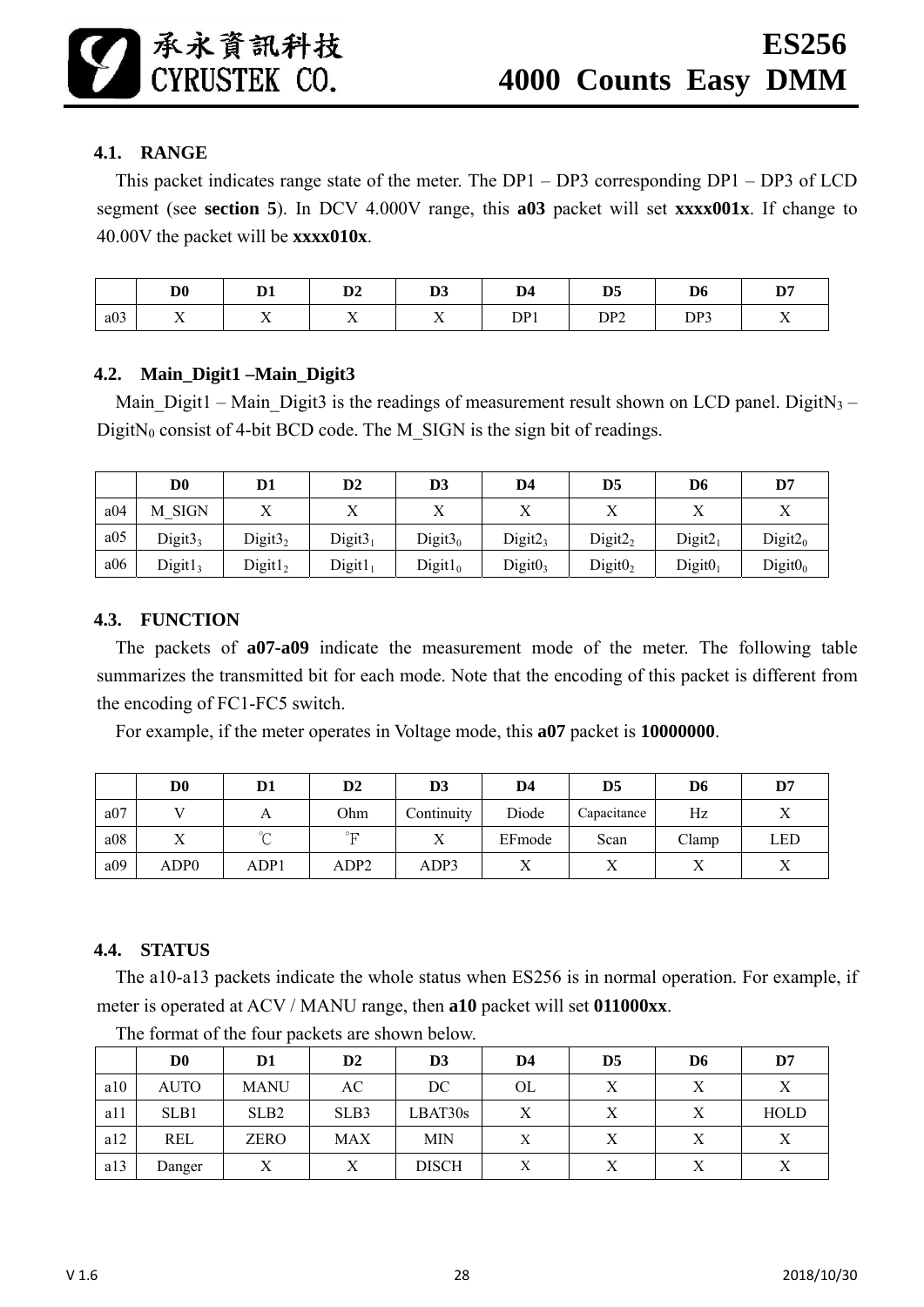### 4.1. RANGE

This packet indicates range state of the meter. The DP1 – DP3 corresponding DP1 – DP3 of LCD segment (see **section 5**). In DCV 4.000V range, this **a03** packet will set **xxxx001x**. If change to 40.00V the packet will be **xxxx010x**.

| | D0 | D1 | D2 | D3 | D4 | D5 | D6 | D7 |
|---|---|---|---|---|---|---|---|---|
| a03 | X | X | X | X | DP1 | DP2 | DP3 | X |

### 4.2. Main_Digit1 –Main_Digit3

Main_Digit1 – Main_Digit3 is the readings of measurement result shown on LCD panel. $DigitN_3$ – $DigitN_0$ consist of 4-bit BCD code. The M_SIGN is the sign bit of readings.

| | D0 | D1 | D2 | D3 | D4 | D5 | D6 | D7 |
|---|---|---|---|---|---|---|---|---|
| a04 | M_SIGN | X | X | X | X | X | X | X |
| a05 | $Digit3_3$ | $Digit3_2$ | $Digit3_1$ | $Digit3_0$ | $Digit2_3$ | $Digit2_2$ | $Digit2_1$ | $Digit2_0$ |
| a06 | $Digit1_3$ | $Digit1_2$ | $Digit1_1$ | $Digit1_0$ | $Digit0_3$ | $Digit0_2$ | $Digit0_1$ | $Digit0_0$ |

### 4.3. FUNCTION

The packets of **a07-a09** indicate the measurement mode of the meter. The following table summarizes the transmitted bit for each mode. Note that the encoding of this packet is different from the encoding of FC1-FC5 switch.

For example, if the meter operates in Voltage mode, this **a07** packet is **10000000**.

| | D0 | D1 | D2 | D3 | D4 | D5 | D6 | D7 |
|---|---|---|---|---|---|---|---|---|
| a07 | V | A | Ohm | Continuity | Diode | Capacitance | Hz | X |
| a08 | X | ℃ | ℉ | X | EFmode | Scan | Clamp | LED |
| a09 | ADP0 | ADP1 | ADP2 | ADP3 | X | X | X | X |

### 4.4. STATUS

The a10-a13 packets indicate the whole status when ES256 is in normal operation. For example, if meter is operated at ACV / MANU range, then **a10** packet will set **011000xx**.

The format of the four packets are shown below.

| | D0 | D1 | D2 | D3 | D4 | D5 | D6 | D7 |
|---|---|---|---|---|---|---|---|---|
| a10 | AUTO | MANU | AC | DC | OL | X | X | X |
| a11 | SLB1 | SLB2 | SLB3 | LBAT30s | X | X | X | HOLD |
| a12 | REL | ZERO | MAX | MIN | X | X | X | X |
| a13 | Danger | X | X | DISCH | X | X | X | X |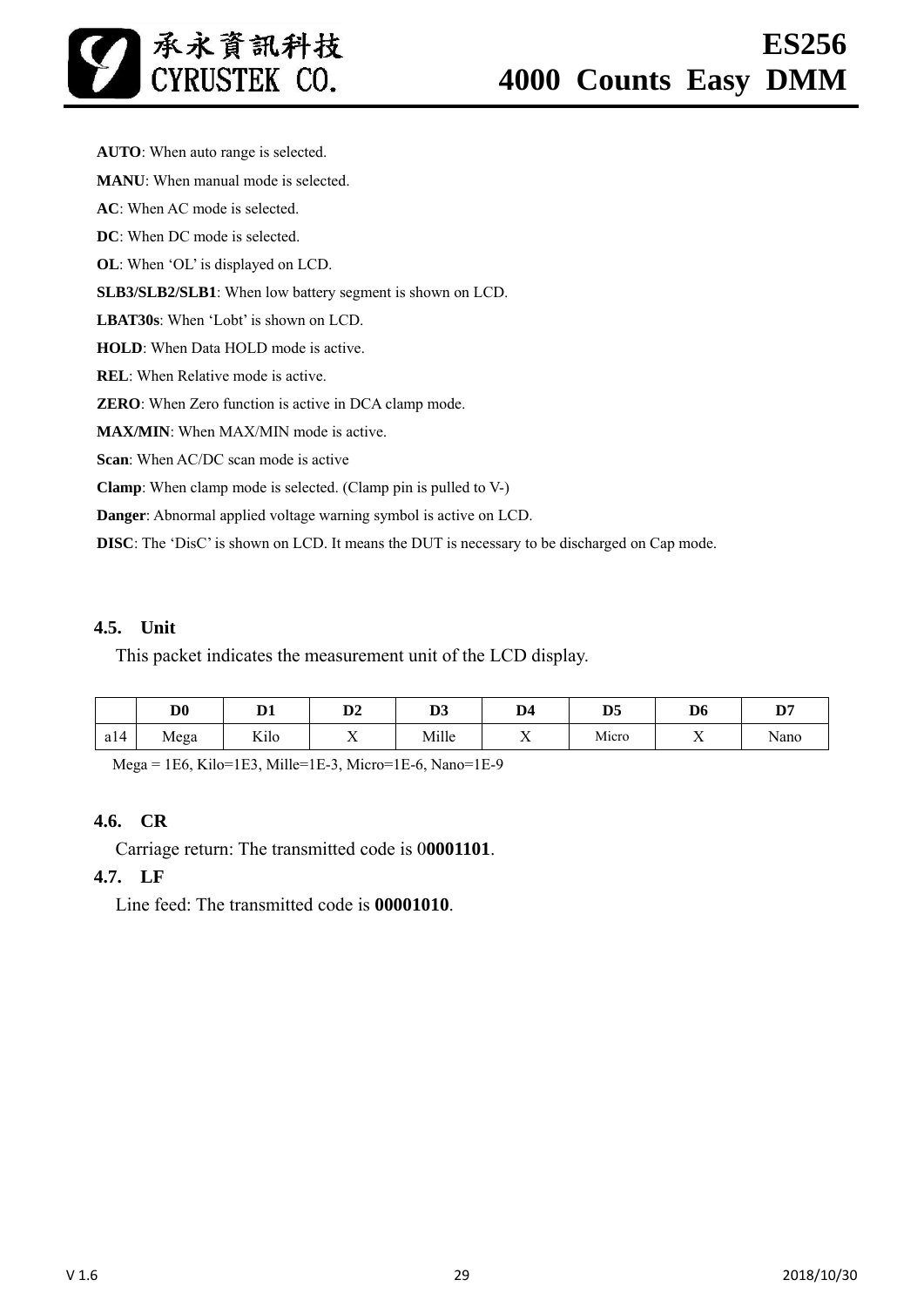**AUTO**: When auto range is selected.

**MANU**: When manual mode is selected.

**AC**: When AC mode is selected.

**DC**: When DC mode is selected.

**OL**: When 'OL' is displayed on LCD.

**SLB3/SLB2/SLB1**: When low battery segment is shown on LCD.

**LBAT30s**: When 'Lobt' is shown on LCD.

**HOLD**: When Data HOLD mode is active.

**REL**: When Relative mode is active.

**ZERO**: When Zero function is active in DCA clamp mode.

**MAX/MIN**: When MAX/MIN mode is active.

**Scan**: When AC/DC scan mode is active

**Clamp**: When clamp mode is selected. (Clamp pin is pulled to V-)

**Danger**: Abnormal applied voltage warning symbol is active on LCD.

**DISC**: The 'DisC' is shown on LCD. It means the DUT is necessary to be discharged on Cap mode.

### 4.5. Unit

This packet indicates the measurement unit of the LCD display.

| | D0 | D1 | D2 | D3 | D4 | D5 | D6 | D7 |
|---|---|---|---|---|---|---|---|---|
| a14 | Mega | Kilo | X | Mille | X | Micro | X | Nano |

Mega = 1E6, Kilo=1E3, Mille=1E-3, Micro=1E-6, Nano=1E-9

### 4.6. CR

Carriage return: The transmitted code is 0**0001101**.

### 4.7. LF

Line feed: The transmitted code is **00001010**.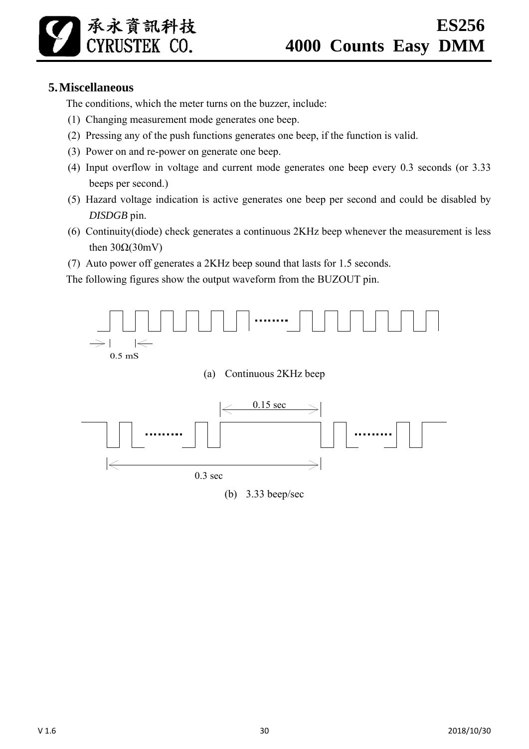## 5. Miscellaneous

The conditions, which the meter turns on the buzzer, include:

(1) Changing measurement mode generates one beep.

(2) Pressing any of the push functions generates one beep, if the function is valid.

(3) Power on and re-power on generate one beep.

(4) Input overflow in voltage and current mode generates one beep every 0.3 seconds (or 3.33 beeps per second.)

(5) Hazard voltage indication is active generates one beep per second and could be disabled by *DISDGB* pin.

(6) Continuity(diode) check generates a continuous 2KHz beep whenever the measurement is less then 30Ω(30mV)

(7) Auto power off generates a 2KHz beep sound that lasts for 1.5 seconds.

The following figures show the output waveform from the BUZOUT pin.

0.5 mS

(a) Continuous 2KHz beep

0.15 sec

0.3 sec

(b) 3.33 beep/sec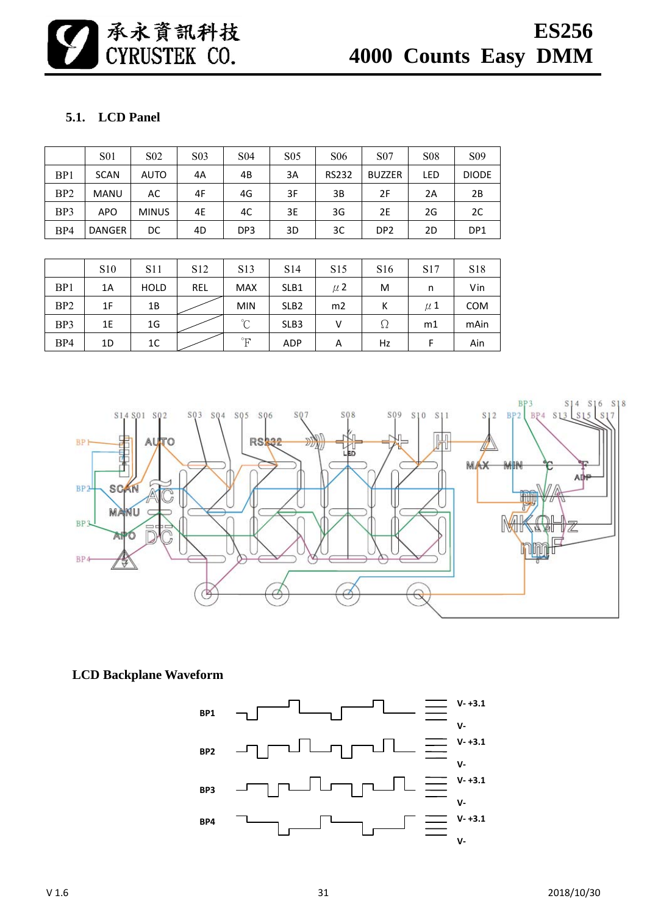### 5.1. LCD Panel

|  | S01 | S02 | S03 | S04 | S05 | S06 | S07 | S08 | S09 |
|---|---|---|---|---|---|---|---|---|---|
| BP1 | SCAN | AUTO | 4A | 4B | 3A | RS232 | BUZZER | LED | DIODE |
| BP2 | MANU | AC | 4F | 4G | 3F | 3B | 2F | 2A | 2B |
| BP3 | APO | MINUS | 4E | 4C | 3E | 3G | 2E | 2G | 2C |
| BP4 | DANGER | DC | 4D | DP3 | 3D | 3C | DP2 | 2D | DP1 |

|  | S10 | S11 | S12 | S13 | S14 | S15 | S16 | S17 | S18 |
|---|---|---|---|---|---|---|---|---|---|
| BP1 | 1A | HOLD | REL | MAX | SLB1 | µ2 | M | n | Vin |
| BP2 | 1F | 1B |  | MIN | SLB2 | m2 | K | µ1 | COM |
| BP3 | 1E | 1G |  | ℃ | SLB3 | V | Ω | m1 | mAin |
| BP4 | 1D | 1C |  | ℉ | ADP | A | Hz | F | Ain |

**LCD Backplane Waveform**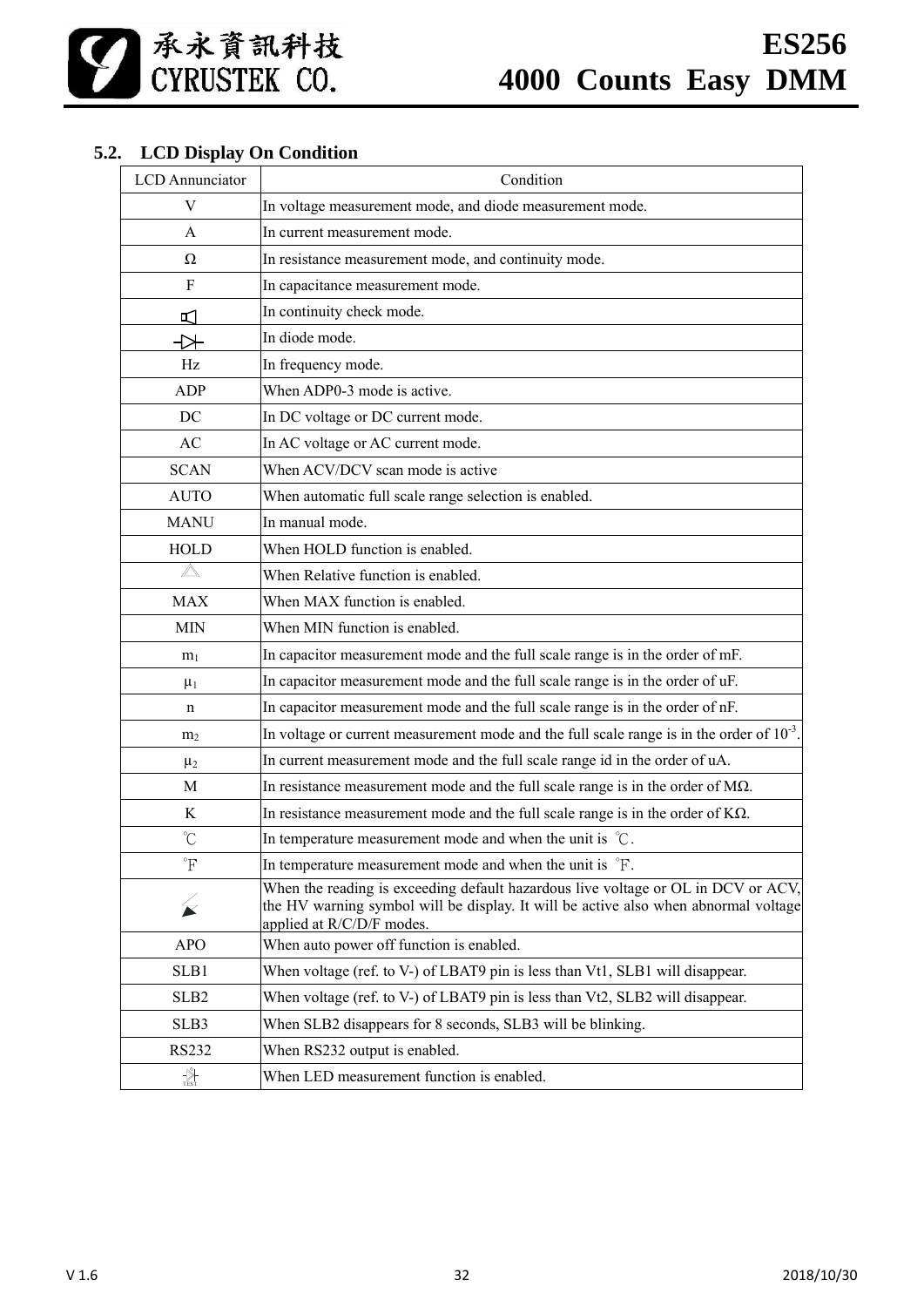## 5.2. LCD Display On Condition

| LCD Annunciator | Condition |
|---|---|
| V | In voltage measurement mode, and diode measurement mode. |
| A | In current measurement mode. |
| Ω | In resistance measurement mode, and continuity mode. |
| F | In capacitance measurement mode. |
| 🔈 | In continuity check mode. |
| ⊳\| | In diode mode. |
| Hz | In frequency mode. |
| ADP | When ADP0-3 mode is active. |
| DC | In DC voltage or DC current mode. |
| AC | In AC voltage or AC current mode. |
| SCAN | When ACV/DCV scan mode is active |
| AUTO | When automatic full scale range selection is enabled. |
| MANU | In manual mode. |
| HOLD | When HOLD function is enabled. |
| △ | When Relative function is enabled. |
| MAX | When MAX function is enabled. |
| MIN | When MIN function is enabled. |
| $m_1$ | In capacitor measurement mode and the full scale range is in the order of mF. |
| $\mu_1$ | In capacitor measurement mode and the full scale range is in the order of uF. |
| n | In capacitor measurement mode and the full scale range is in the order of nF. |
| $m_2$ | In voltage or current measurement mode and the full scale range is in the order of $10^{-3}$. |
| $\mu_2$ | In current measurement mode and the full scale range id in the order of uA. |
| M | In resistance measurement mode and the full scale range is in the order of MΩ. |
| K | In resistance measurement mode and the full scale range is in the order of KΩ. |
| ℃ | In temperature measurement mode and when the unit is ℃. |
| ℉ | In temperature measurement mode and when the unit is ℉. |
| ⚡ | When the reading is exceeding default hazardous live voltage or OL in DCV or ACV, the HV warning symbol will be display. It will be active also when abnormal voltage applied at R/C/D/F modes. |
| APO | When auto power off function is enabled. |
| SLB1 | When voltage (ref. to V-) of LBAT9 pin is less than Vt1, SLB1 will disappear. |
| SLB2 | When voltage (ref. to V-) of LBAT9 pin is less than Vt2, SLB2 will disappear. |
| SLB3 | When SLB2 disappears for 8 seconds, SLB3 will be blinking. |
| RS232 | When RS232 output is enabled. |
| LED TEST | When LED measurement function is enabled. |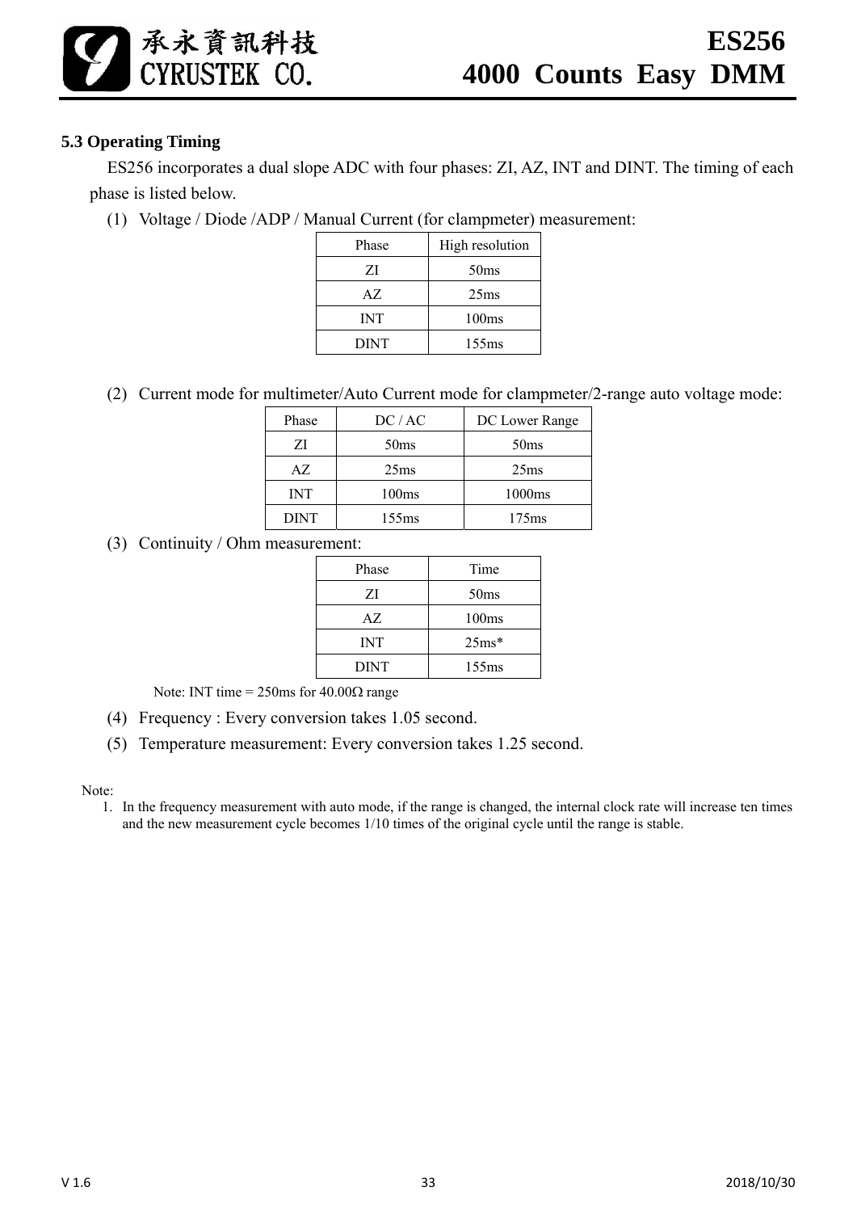### 5.3 Operating Timing

ES256 incorporates a dual slope ADC with four phases: ZI, AZ, INT and DINT. The timing of each phase is listed below.

(1) Voltage / Diode /ADP / Manual Current (for clampmeter) measurement:

| Phase | High resolution |
|---|---|
| ZI | 50ms |
| AZ | 25ms |
| INT | 100ms |
| DINT | 155ms |

(2) Current mode for multimeter/Auto Current mode for clampmeter/2-range auto voltage mode:

| Phase | DC / AC | DC Lower Range |
|---|---|---|
| ZI | 50ms | 50ms |
| AZ | 25ms | 25ms |
| INT | 100ms | 1000ms |
| DINT | 155ms | 175ms |

(3) Continuity / Ohm measurement:

| Phase | Time |
|---|---|
| ZI | 50ms |
| AZ | 100ms |
| INT | 25ms* |
| DINT | 155ms |

Note: INT time = 250ms for 40.00Ω range

(4) Frequency : Every conversion takes 1.05 second.

(5) Temperature measurement: Every conversion takes 1.25 second.

Note:

1. In the frequency measurement with auto mode, if the range is changed, the internal clock rate will increase ten times and the new measurement cycle becomes 1/10 times of the original cycle until the range is stable.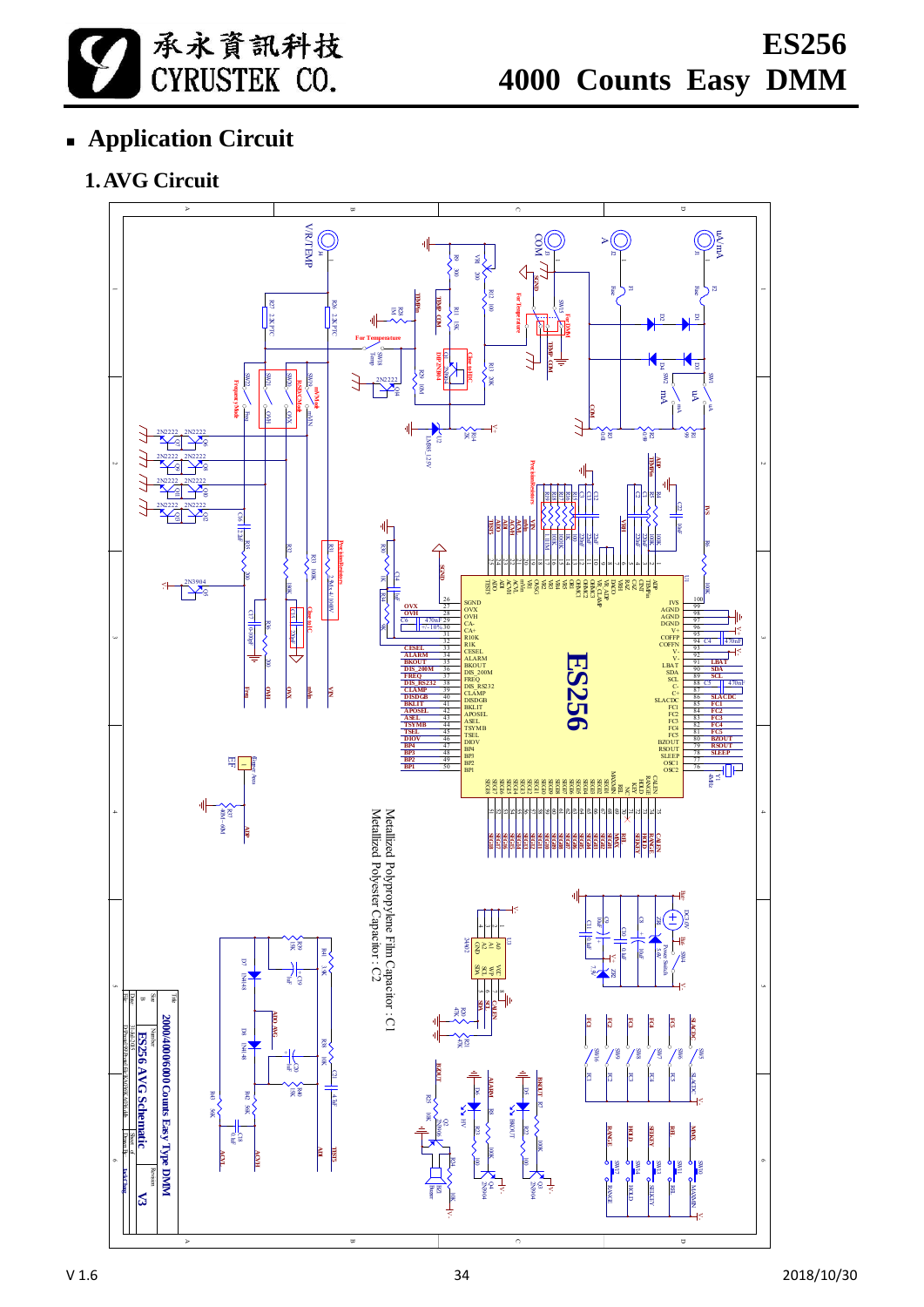- **Application Circuit**

## 1. AVG Circuit

Metallized Polypropylene Film Capacitor : C1

Metallized Polyester Capacitor : C2

2000/4000/6000 Counts Easy Type DMM

ES256 AVG Schematic

V3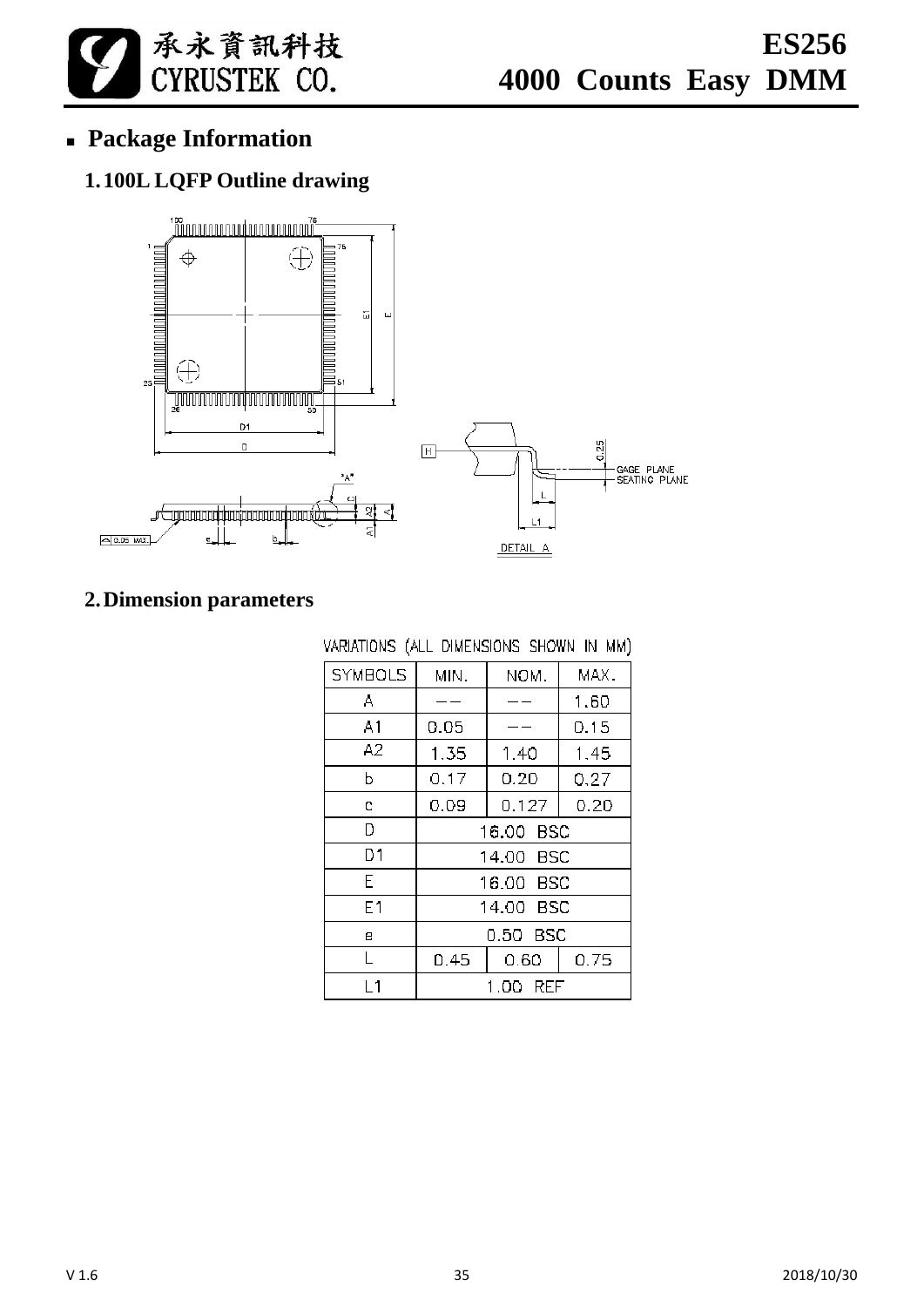## Package Information

### 1. 100L LQFP Outline drawing

100
76
1
75
25
51
26
50
E1
E
D1
D
"A"
c
A2
A
A1
0.05 MAX.
e
b
H
0.25
GAGE PLANE
SEATING PLANE
L
L1
DETAIL A

### 2. Dimension parameters

VARIATIONS (ALL DIMENSIONS SHOWN IN MM)

| SYMBOLS | MIN. | NOM. | MAX. |
|---|---|---|---|
| A | -- | -- | 1.60 |
| A1 | 0.05 | -- | 0.15 |
| A2 | 1.35 | 1.40 | 1.45 |
| b | 0.17 | 0.20 | 0.27 |
| c | 0.09 | 0.127 | 0.20 |
| D | 16.00 BSC | | |
| D1 | 14.00 BSC | | |
| E | 16.00 BSC | | |
| E1 | 14.00 BSC | | |
| e | 0.50 BSC | | |
| L | 0.45 | 0.60 | 0.75 |
| L1 | 1.00 REF | | |